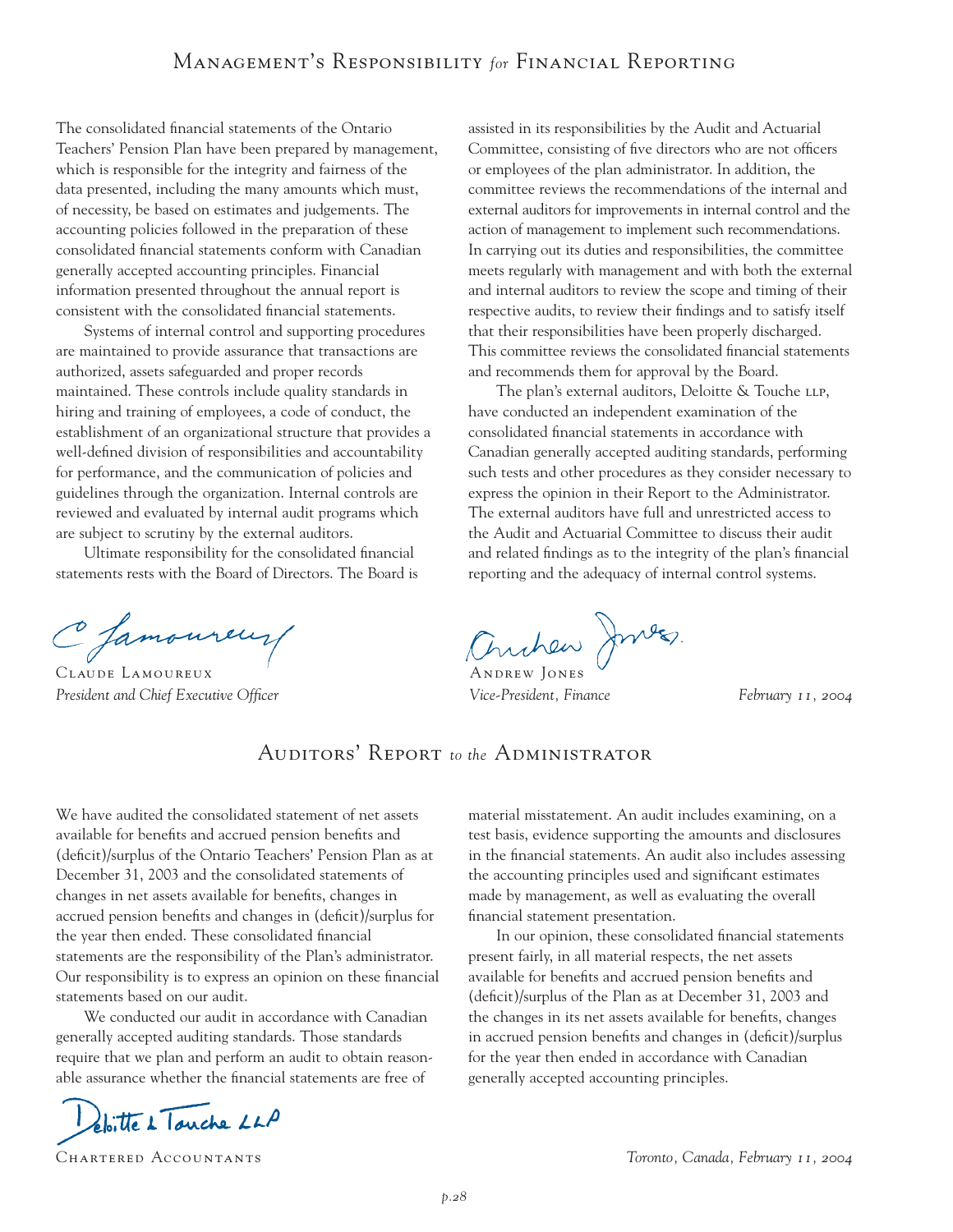# Management's Responsibility *for* Financial Reporting

The consolidated financial statements of the Ontario Teachers' Pension Plan have been prepared by management, which is responsible for the integrity and fairness of the data presented, including the many amounts which must, of necessity, be based on estimates and judgements. The accounting policies followed in the preparation of these consolidated financial statements conform with Canadian generally accepted accounting principles. Financial information presented throughout the annual report is consistent with the consolidated financial statements.

Systems of internal control and supporting procedures are maintained to provide assurance that transactions are authorized, assets safeguarded and proper records maintained. These controls include quality standards in hiring and training of employees, a code of conduct, the establishment of an organizational structure that provides a well-defined division of responsibilities and accountability for performance, and the communication of policies and guidelines through the organization. Internal controls are reviewed and evaluated by internal audit programs which are subject to scrutiny by the external auditors.

Ultimate responsibility for the consolidated financial statements rests with the Board of Directors. The Board is assisted in its responsibilities by the Audit and Actuarial Committee, consisting of five directors who are not officers or employees of the plan administrator. In addition, the committee reviews the recommendations of the internal and external auditors for improvements in internal control and the action of management to implement such recommendations. In carrying out its duties and responsibilities, the committee meets regularly with management and with both the external and internal auditors to review the scope and timing of their respective audits, to review their findings and to satisfy itself that their responsibilities have been properly discharged. This committee reviews the consolidated financial statements and recommends them for approval by the Board.

The plan's external auditors, Deloitte & Touche LLP, have conducted an independent examination of the consolidated financial statements in accordance with Canadian generally accepted auditing standards, performing such tests and other procedures as they consider necessary to express the opinion in their Report to the Administrator. The external auditors have full and unrestricted access to the Audit and Actuarial Committee to discuss their audit and related findings as to the integrity of the plan's financial reporting and the adequacy of internal control systems.

Claude Lamoureux
*President and Chief Executive Officer*

Andrew Jones
*Vice-President, Finance*

*February 11, 2004*

# Auditors' Report *to the* Administrator

We have audited the consolidated statement of net assets available for benefits and accrued pension benefits and (deficit)/surplus of the Ontario Teachers' Pension Plan as at December 31, 2003 and the consolidated statements of changes in net assets available for benefits, changes in accrued pension benefits and changes in (deficit)/surplus for the year then ended. These consolidated financial statements are the responsibility of the Plan's administrator. Our responsibility is to express an opinion on these financial statements based on our audit.

We conducted our audit in accordance with Canadian generally accepted auditing standards. Those standards require that we plan and perform an audit to obtain reasonable assurance whether the financial statements are free of material misstatement. An audit includes examining, on a test basis, evidence supporting the amounts and disclosures in the financial statements. An audit also includes assessing the accounting principles used and significant estimates made by management, as well as evaluating the overall financial statement presentation.

In our opinion, these consolidated financial statements present fairly, in all material respects, the net assets available for benefits and accrued pension benefits and (deficit)/surplus of the Plan as at December 31, 2003 and the changes in its net assets available for benefits, changes in accrued pension benefits and changes in (deficit)/surplus for the year then ended in accordance with Canadian generally accepted accounting principles.

Deloitte & Touche LLP

Chartered Accountants

*Toronto, Canada, February 11, 2004*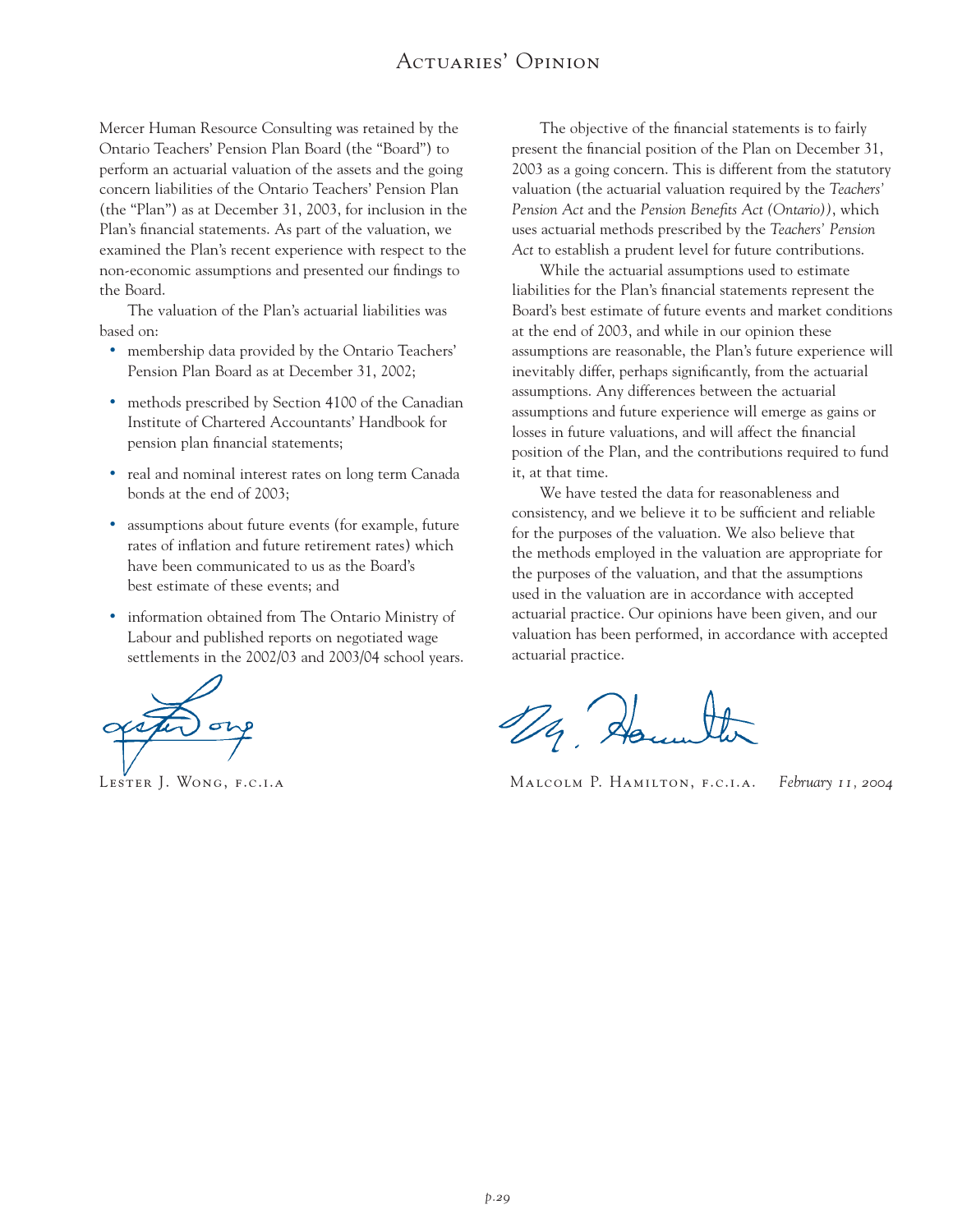# Actuaries' Opinion

Mercer Human Resource Consulting was retained by the Ontario Teachers' Pension Plan Board (the "Board") to perform an actuarial valuation of the assets and the going concern liabilities of the Ontario Teachers' Pension Plan (the "Plan") as at December 31, 2003, for inclusion in the Plan's financial statements. As part of the valuation, we examined the Plan's recent experience with respect to the non-economic assumptions and presented our findings to the Board.

The valuation of the Plan's actuarial liabilities was based on:

- membership data provided by the Ontario Teachers' Pension Plan Board as at December 31, 2002;
- methods prescribed by Section 4100 of the Canadian Institute of Chartered Accountants' Handbook for pension plan financial statements;
- real and nominal interest rates on long term Canada bonds at the end of 2003;
- assumptions about future events (for example, future rates of inflation and future retirement rates) which have been communicated to us as the Board's best estimate of these events; and
- information obtained from The Ontario Ministry of Labour and published reports on negotiated wage settlements in the 2002/03 and 2003/04 school years.

The objective of the financial statements is to fairly present the financial position of the Plan on December 31, 2003 as a going concern. This is different from the statutory valuation (the actuarial valuation required by the *Teachers' Pension Act* and the *Pension Benefits Act (Ontario))*, which uses actuarial methods prescribed by the *Teachers' Pension Act* to establish a prudent level for future contributions.

While the actuarial assumptions used to estimate liabilities for the Plan's financial statements represent the Board's best estimate of future events and market conditions at the end of 2003, and while in our opinion these assumptions are reasonable, the Plan's future experience will inevitably differ, perhaps significantly, from the actuarial assumptions. Any differences between the actuarial assumptions and future experience will emerge as gains or losses in future valuations, and will affect the financial position of the Plan, and the contributions required to fund it, at that time.

We have tested the data for reasonableness and consistency, and we believe it to be sufficient and reliable for the purposes of the valuation. We also believe that the methods employed in the valuation are appropriate for the purposes of the valuation, and that the assumptions used in the valuation are in accordance with accepted actuarial practice. Our opinions have been given, and our valuation has been performed, in accordance with accepted actuarial practice.

Lester J. Wong, F.C.I.A

Malcolm P. Hamilton, F.C.I.A.

*February 11, 2004*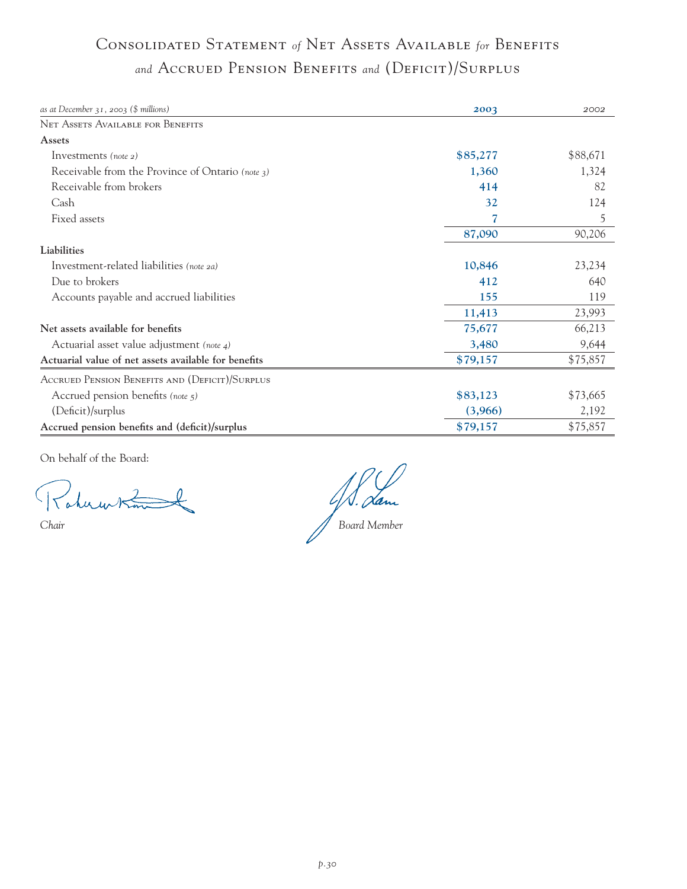# Consolidated Statement *of* Net Assets Available *for* Benefits *and* Accrued Pension Benefits *and* (Deficit)/Surplus

| *as at December 31, 2003 ($ millions)* | **2003** | 2002 |
|---|---|---|
| NET ASSETS AVAILABLE FOR BENEFITS | | |
| **Assets** | | |
| Investments *(note 2)* | **$85,277** | $88,671 |
| Receivable from the Province of Ontario *(note 3)* | **1,360** | 1,324 |
| Receivable from brokers | **414** | 82 |
| Cash | **32** | 124 |
| Fixed assets | **7** | 5 |
| | **87,090** | 90,206 |
| **Liabilities** | | |
| Investment-related liabilities *(note 2a)* | **10,846** | 23,234 |
| Due to brokers | **412** | 640 |
| Accounts payable and accrued liabilities | **155** | 119 |
| | **11,413** | 23,993 |
| **Net assets available for benefits** | **75,677** | 66,213 |
| Actuarial asset value adjustment *(note 4)* | **3,480** | 9,644 |
| **Actuarial value of net assets available for benefits** | **$79,157** | $75,857 |
| ACCRUED PENSION BENEFITS AND (DEFICIT)/SURPLUS | | |
| Accrued pension benefits *(note 5)* | **$83,123** | $73,665 |
| (Deficit)/surplus | **(3,966)** | 2,192 |
| **Accrued pension benefits and (deficit)/surplus** | **$79,157** | $75,857 |

On behalf of the Board:

*Chair*

*Board Member*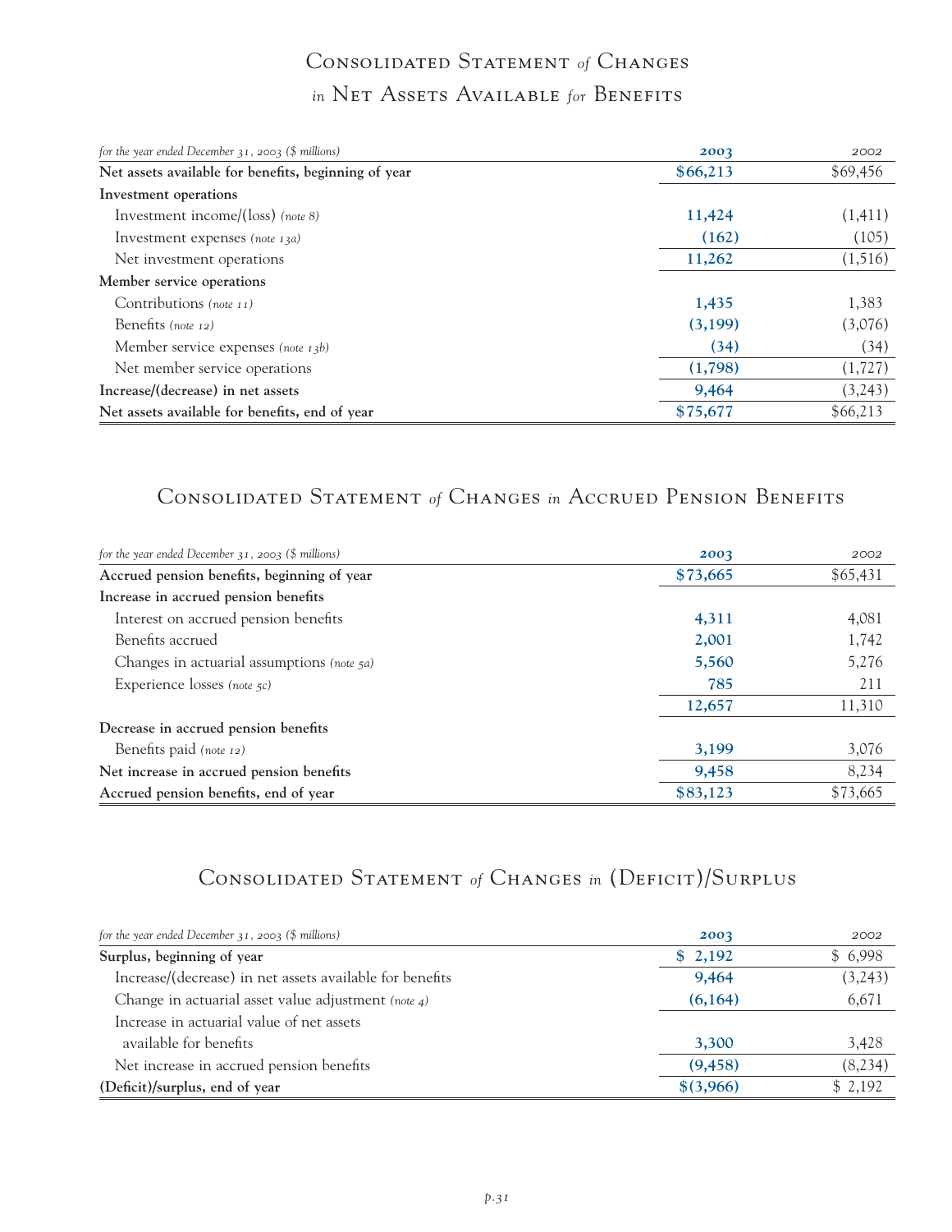## Consolidated Statement *of* Changes *in* Net Assets Available *for* Benefits

| *for the year ended December 31, 2003 ($ millions)* | **2003** | 2002 |
|---|---|---|
| **Net assets available for benefits, beginning of year** | **$66,213** | $69,456 |
| **Investment operations** | | |
| Investment income/(loss) *(note 8)* | **11,424** | (1,411) |
| Investment expenses *(note 13a)* | **(162)** | (105) |
| Net investment operations | **11,262** | (1,516) |
| **Member service operations** | | |
| Contributions *(note 11)* | **1,435** | 1,383 |
| Benefits *(note 12)* | **(3,199)** | (3,076) |
| Member service expenses *(note 13b)* | **(34)** | (34) |
| Net member service operations | **(1,798)** | (1,727) |
| **Increase/(decrease) in net assets** | **9,464** | (3,243) |
| **Net assets available for benefits, end of year** | **$75,677** | $66,213 |

## Consolidated Statement *of* Changes *in* Accrued Pension Benefits

| *for the year ended December 31, 2003 ($ millions)* | **2003** | 2002 |
|---|---|---|
| **Accrued pension benefits, beginning of year** | **$73,665** | $65,431 |
| **Increase in accrued pension benefits** | | |
| Interest on accrued pension benefits | **4,311** | 4,081 |
| Benefits accrued | **2,001** | 1,742 |
| Changes in actuarial assumptions *(note 5a)* | **5,560** | 5,276 |
| Experience losses *(note 5c)* | **785** | 211 |
| | **12,657** | 11,310 |
| **Decrease in accrued pension benefits** | | |
| Benefits paid *(note 12)* | **3,199** | 3,076 |
| **Net increase in accrued pension benefits** | **9,458** | 8,234 |
| **Accrued pension benefits, end of year** | **$83,123** | $73,665 |

## Consolidated Statement *of* Changes *in* (Deficit)/Surplus

| *for the year ended December 31, 2003 ($ millions)* | **2003** | 2002 |
|---|---|---|
| **Surplus, beginning of year** | **$ 2,192** | $ 6,998 |
| Increase/(decrease) in net assets available for benefits | **9,464** | (3,243) |
| Change in actuarial asset value adjustment *(note 4)* | **(6,164)** | 6,671 |
| Increase in actuarial value of net assets available for benefits | **3,300** | 3,428 |
| Net increase in accrued pension benefits | **(9,458)** | (8,234) |
| **(Deficit)/surplus, end of year** | **$(3,966)** | $ 2,192 |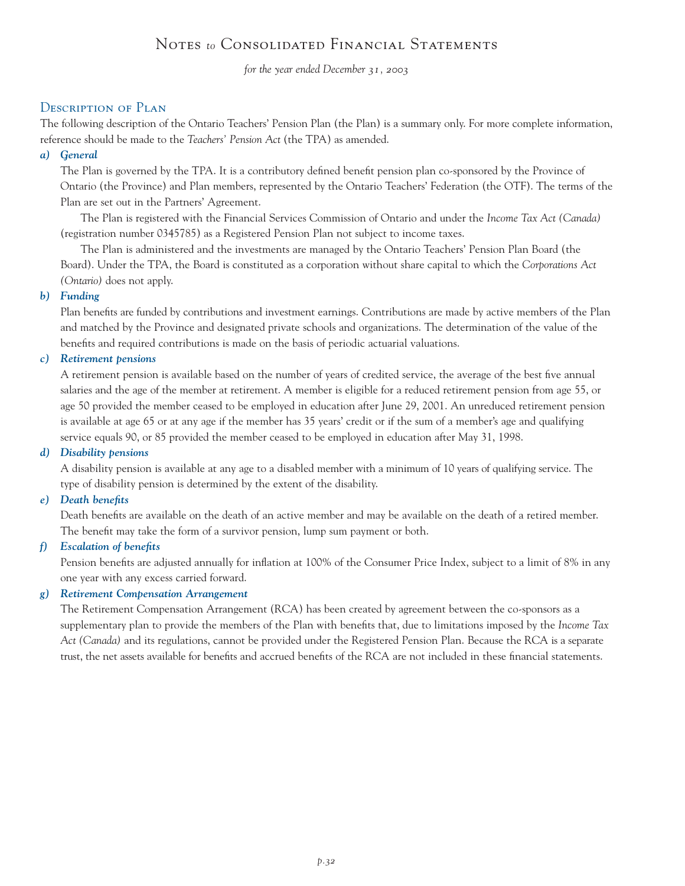# Notes *to* Consolidated Financial Statements

*for the year ended December 31, 2003*

## Description of Plan

The following description of the Ontario Teachers' Pension Plan (the Plan) is a summary only. For more complete information, reference should be made to the *Teachers' Pension Act* (the TPA) as amended.

### *a) General*

The Plan is governed by the TPA. It is a contributory defined benefit pension plan co-sponsored by the Province of Ontario (the Province) and Plan members, represented by the Ontario Teachers' Federation (the OTF). The terms of the Plan are set out in the Partners' Agreement.

The Plan is registered with the Financial Services Commission of Ontario and under the *Income Tax Act (Canada)* (registration number 0345785) as a Registered Pension Plan not subject to income taxes.

The Plan is administered and the investments are managed by the Ontario Teachers' Pension Plan Board (the Board). Under the TPA, the Board is constituted as a corporation without share capital to which the *Corporations Act (Ontario)* does not apply.

### *b) Funding*

Plan benefits are funded by contributions and investment earnings. Contributions are made by active members of the Plan and matched by the Province and designated private schools and organizations. The determination of the value of the benefits and required contributions is made on the basis of periodic actuarial valuations.

### *c) Retirement pensions*

A retirement pension is available based on the number of years of credited service, the average of the best five annual salaries and the age of the member at retirement. A member is eligible for a reduced retirement pension from age 55, or age 50 provided the member ceased to be employed in education after June 29, 2001. An unreduced retirement pension is available at age 65 or at any age if the member has 35 years' credit or if the sum of a member's age and qualifying service equals 90, or 85 provided the member ceased to be employed in education after May 31, 1998.

### *d) Disability pensions*

A disability pension is available at any age to a disabled member with a minimum of 10 years of qualifying service. The type of disability pension is determined by the extent of the disability.

### *e) Death benefits*

Death benefits are available on the death of an active member and may be available on the death of a retired member. The benefit may take the form of a survivor pension, lump sum payment or both.

### *f) Escalation of benefits*

Pension benefits are adjusted annually for inflation at 100% of the Consumer Price Index, subject to a limit of 8% in any one year with any excess carried forward.

### *g) Retirement Compensation Arrangement*

The Retirement Compensation Arrangement (RCA) has been created by agreement between the co-sponsors as a supplementary plan to provide the members of the Plan with benefits that, due to limitations imposed by the *Income Tax Act (Canada)* and its regulations, cannot be provided under the Registered Pension Plan. Because the RCA is a separate trust, the net assets available for benefits and accrued benefits of the RCA are not included in these financial statements.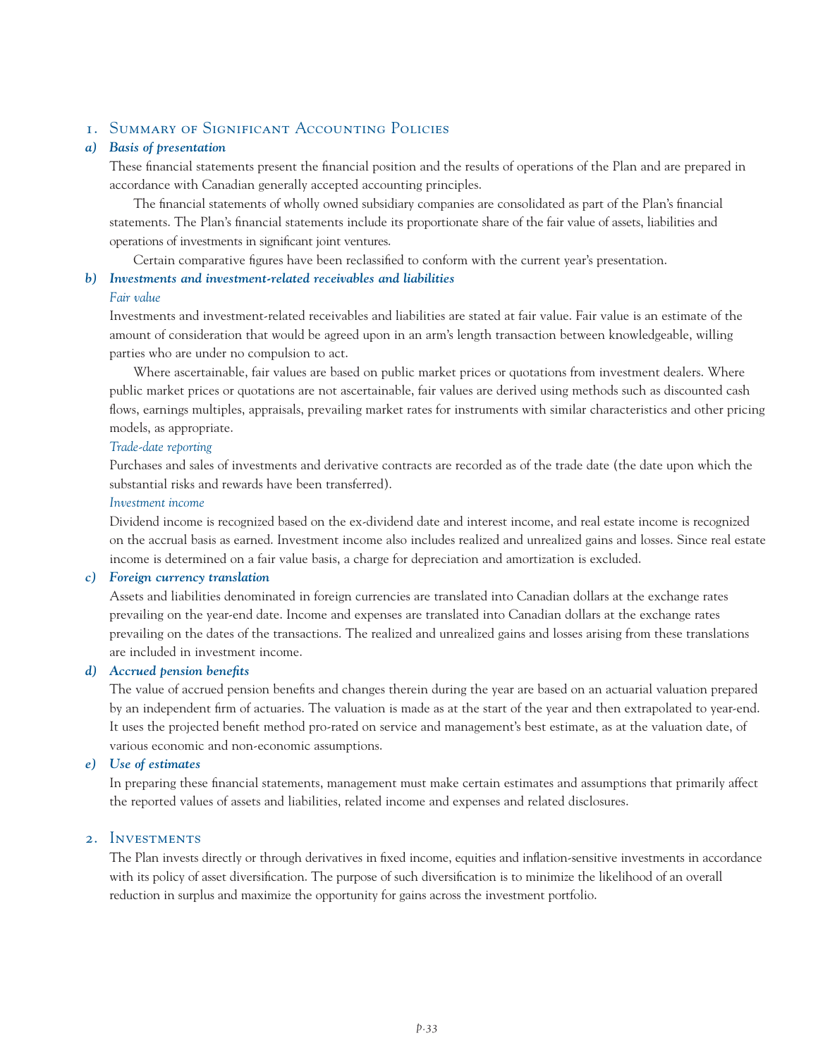## 1. Summary of Significant Accounting Policies

### *a) Basis of presentation*

These financial statements present the financial position and the results of operations of the Plan and are prepared in accordance with Canadian generally accepted accounting principles.

The financial statements of wholly owned subsidiary companies are consolidated as part of the Plan's financial statements. The Plan's financial statements include its proportionate share of the fair value of assets, liabilities and operations of investments in significant joint ventures.

Certain comparative figures have been reclassified to conform with the current year's presentation.

### *b) Investments and investment-related receivables and liabilities*

*Fair value*

Investments and investment-related receivables and liabilities are stated at fair value. Fair value is an estimate of the amount of consideration that would be agreed upon in an arm's length transaction between knowledgeable, willing parties who are under no compulsion to act.

Where ascertainable, fair values are based on public market prices or quotations from investment dealers. Where public market prices or quotations are not ascertainable, fair values are derived using methods such as discounted cash flows, earnings multiples, appraisals, prevailing market rates for instruments with similar characteristics and other pricing models, as appropriate.

*Trade-date reporting*

Purchases and sales of investments and derivative contracts are recorded as of the trade date (the date upon which the substantial risks and rewards have been transferred).

*Investment income*

Dividend income is recognized based on the ex-dividend date and interest income, and real estate income is recognized on the accrual basis as earned. Investment income also includes realized and unrealized gains and losses. Since real estate income is determined on a fair value basis, a charge for depreciation and amortization is excluded.

### *c) Foreign currency translation*

Assets and liabilities denominated in foreign currencies are translated into Canadian dollars at the exchange rates prevailing on the year-end date. Income and expenses are translated into Canadian dollars at the exchange rates prevailing on the dates of the transactions. The realized and unrealized gains and losses arising from these translations are included in investment income.

### *d) Accrued pension benefits*

The value of accrued pension benefits and changes therein during the year are based on an actuarial valuation prepared by an independent firm of actuaries. The valuation is made as at the start of the year and then extrapolated to year-end. It uses the projected benefit method pro-rated on service and management's best estimate, as at the valuation date, of various economic and non-economic assumptions.

### *e) Use of estimates*

In preparing these financial statements, management must make certain estimates and assumptions that primarily affect the reported values of assets and liabilities, related income and expenses and related disclosures.

## 2. Investments

The Plan invests directly or through derivatives in fixed income, equities and inflation-sensitive investments in accordance with its policy of asset diversification. The purpose of such diversification is to minimize the likelihood of an overall reduction in surplus and maximize the opportunity for gains across the investment portfolio.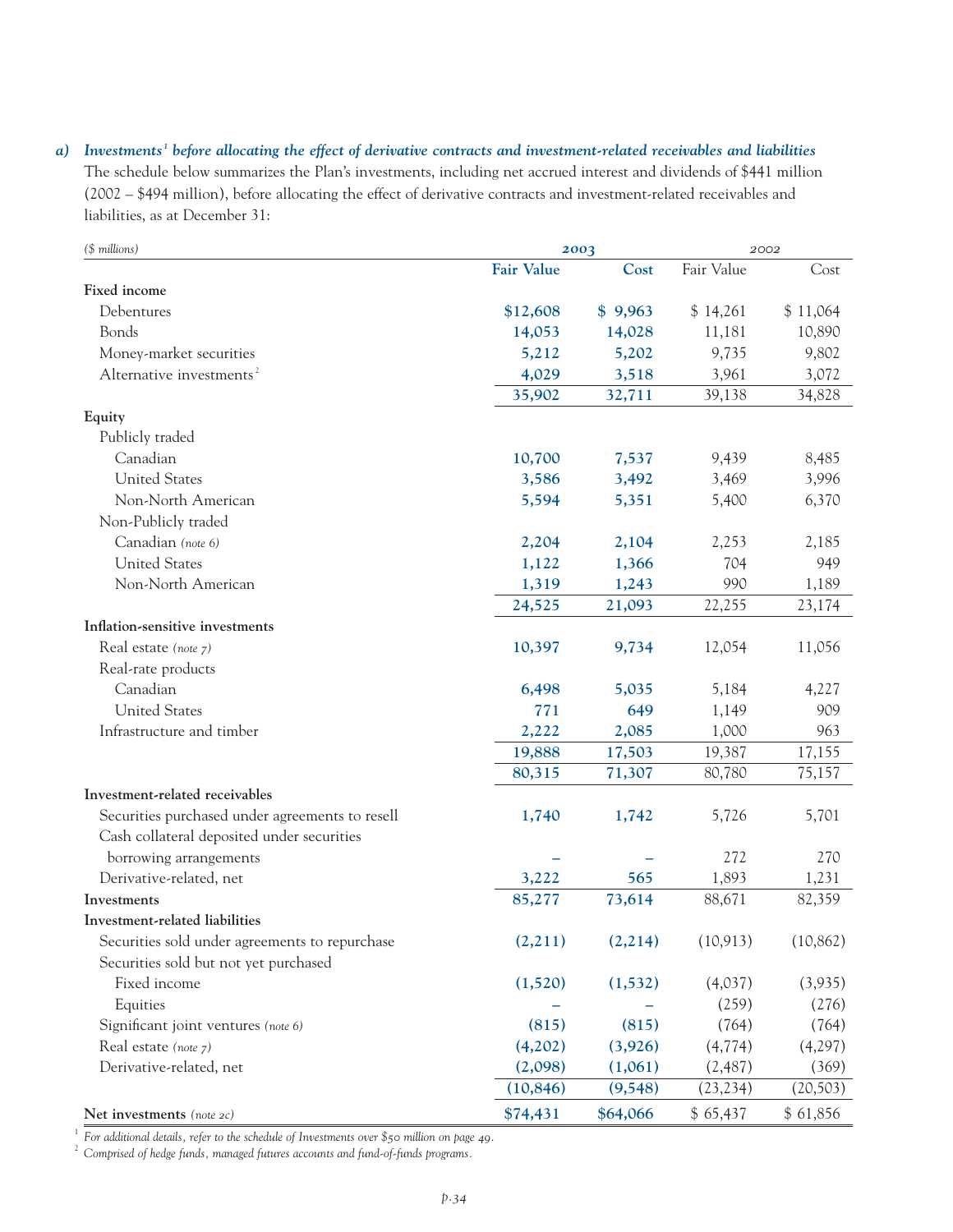### a) *Investments[1] before allocating the effect of derivative contracts and investment-related receivables and liabilities*

The schedule below summarizes the Plan's investments, including net accrued interest and dividends of $441 million (2002 – $494 million), before allocating the effect of derivative contracts and investment-related receivables and liabilities, as at December 31:

| *($ millions)* | 2003 | | 2002 | |
|---|---|---|---|---|
| | **Fair Value** | **Cost** | Fair Value | Cost |
| **Fixed income** | | | | |
| Debentures | **$12,608** | **$ 9,963** | $ 14,261 | $ 11,064 |
| Bonds | **14,053** | **14,028** | 11,181 | 10,890 |
| Money-market securities | **5,212** | **5,202** | 9,735 | 9,802 |
| Alternative investments[2] | **4,029** | **3,518** | 3,961 | 3,072 |
| | **35,902** | **32,711** | 39,138 | 34,828 |
| **Equity** | | | | |
| Publicly traded | | | | |
| Canadian | **10,700** | **7,537** | 9,439 | 8,485 |
| United States | **3,586** | **3,492** | 3,469 | 3,996 |
| Non-North American | **5,594** | **5,351** | 5,400 | 6,370 |
| Non-Publicly traded | | | | |
| Canadian *(note 6)* | **2,204** | **2,104** | 2,253 | 2,185 |
| United States | **1,122** | **1,366** | 704 | 949 |
| Non-North American | **1,319** | **1,243** | 990 | 1,189 |
| | **24,525** | **21,093** | 22,255 | 23,174 |
| **Inflation-sensitive investments** | | | | |
| Real estate *(note 7)* | **10,397** | **9,734** | 12,054 | 11,056 |
| Real-rate products | | | | |
| Canadian | **6,498** | **5,035** | 5,184 | 4,227 |
| United States | **771** | **649** | 1,149 | 909 |
| Infrastructure and timber | **2,222** | **2,085** | 1,000 | 963 |
| | **19,888** | **17,503** | 19,387 | 17,155 |
| | **80,315** | **71,307** | 80,780 | 75,157 |
| **Investment-related receivables** | | | | |
| Securities purchased under agreements to resell | **1,740** | **1,742** | 5,726 | 5,701 |
| Cash collateral deposited under securities borrowing arrangements | **–** | **–** | 272 | 270 |
| Derivative-related, net | **3,222** | **565** | 1,893 | 1,231 |
| **Investments** | **85,277** | **73,614** | 88,671 | 82,359 |
| **Investment-related liabilities** | | | | |
| Securities sold under agreements to repurchase | **(2,211)** | **(2,214)** | (10,913) | (10,862) |
| Securities sold but not yet purchased | | | | |
| Fixed income | **(1,520)** | **(1,532)** | (4,037) | (3,935) |
| Equities | **–** | **–** | (259) | (276) |
| Significant joint ventures *(note 6)* | **(815)** | **(815)** | (764) | (764) |
| Real estate *(note 7)* | **(4,202)** | **(3,926)** | (4,774) | (4,297) |
| Derivative-related, net | **(2,098)** | **(1,061)** | (2,487) | (369) |
| | **(10,846)** | **(9,548)** | (23,234) | (20,503) |
| **Net investments** *(note 2c)* | **$74,431** | **$64,066** | $ 65,437 | $ 61,856 |

[1] *For additional details, refer to the schedule of Investments over $50 million on page 49.*

[2] *Comprised of hedge funds, managed futures accounts and fund-of-funds programs.*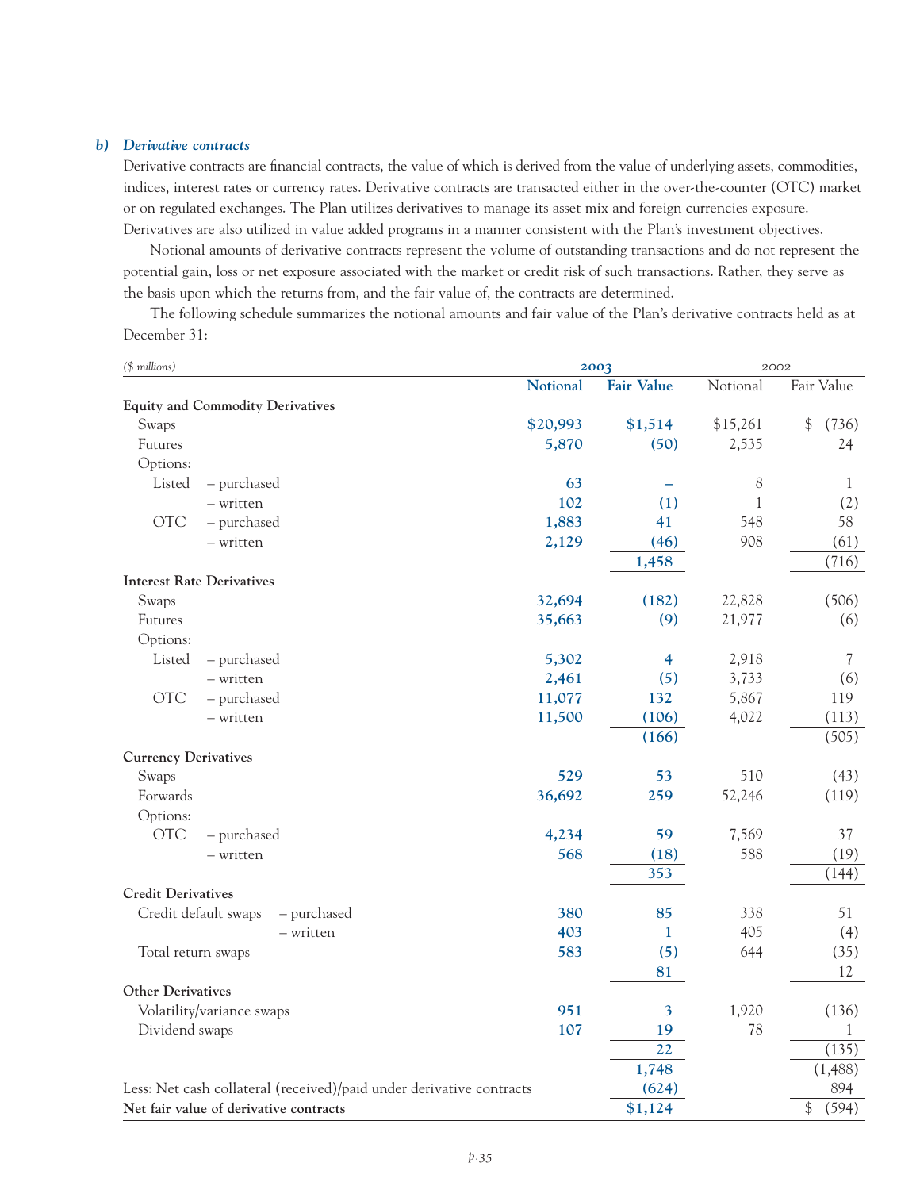### b) *Derivative contracts*

Derivative contracts are financial contracts, the value of which is derived from the value of underlying assets, commodities, indices, interest rates or currency rates. Derivative contracts are transacted either in the over-the-counter (OTC) market or on regulated exchanges. The Plan utilizes derivatives to manage its asset mix and foreign currencies exposure. Derivatives are also utilized in value added programs in a manner consistent with the Plan's investment objectives.

Notional amounts of derivative contracts represent the volume of outstanding transactions and do not represent the potential gain, loss or net exposure associated with the market or credit risk of such transactions. Rather, they serve as the basis upon which the returns from, and the fair value of, the contracts are determined.

The following schedule summarizes the notional amounts and fair value of the Plan's derivative contracts held as at December 31:

| *($ millions)* | 2003 | | 2002 | |
|---|---|---|---|---|
| | **Notional** | **Fair Value** | Notional | Fair Value |
| **Equity and Commodity Derivatives** | | | | |
| Swaps | **$20,993** | **$1,514** | $15,261 | $ (736) |
| Futures | **5,870** | **(50)** | 2,535 | 24 |
| Options: | | | | |
| Listed – purchased | **63** | **–** | 8 | 1 |
| Listed – written | **102** | **(1)** | 1 | (2) |
| OTC – purchased | **1,883** | **41** | 548 | 58 |
| OTC – written | **2,129** | **(46)** | 908 | (61) |
| | | **1,458** | | (716) |
| **Interest Rate Derivatives** | | | | |
| Swaps | **32,694** | **(182)** | 22,828 | (506) |
| Futures | **35,663** | **(9)** | 21,977 | (6) |
| Options: | | | | |
| Listed – purchased | **5,302** | **4** | 2,918 | 7 |
| Listed – written | **2,461** | **(5)** | 3,733 | (6) |
| OTC – purchased | **11,077** | **132** | 5,867 | 119 |
| OTC – written | **11,500** | **(106)** | 4,022 | (113) |
| | | **(166)** | | (505) |
| **Currency Derivatives** | | | | |
| Swaps | **529** | **53** | 510 | (43) |
| Forwards | **36,692** | **259** | 52,246 | (119) |
| Options: | | | | |
| OTC – purchased | **4,234** | **59** | 7,569 | 37 |
| OTC – written | **568** | **(18)** | 588 | (19) |
| | | **353** | | (144) |
| **Credit Derivatives** | | | | |
| Credit default swaps – purchased | **380** | **85** | 338 | 51 |
| Credit default swaps – written | **403** | **1** | 405 | (4) |
| Total return swaps | **583** | **(5)** | 644 | (35) |
| | | **81** | | 12 |
| **Other Derivatives** | | | | |
| Volatility/variance swaps | **951** | **3** | 1,920 | (136) |
| Dividend swaps | **107** | **19** | 78 | 1 |
| | | **22** | | (135) |
| | | **1,748** | | (1,488) |
| Less: Net cash collateral (received)/paid under derivative contracts | | **(624)** | | 894 |
| **Net fair value of derivative contracts** | | **$1,124** | | $ (594) |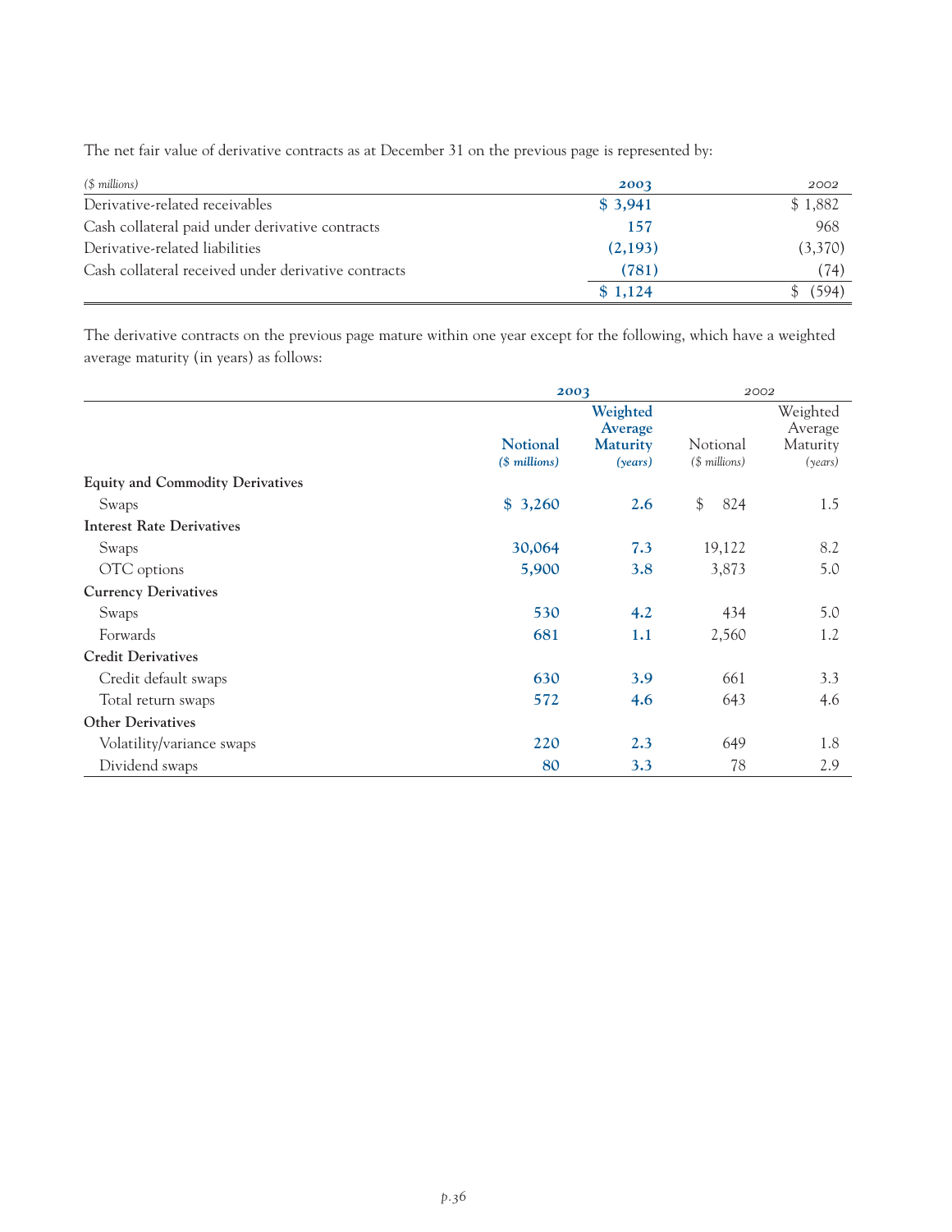The net fair value of derivative contracts as at December 31 on the previous page is represented by:

| *($ millions)* | **2003** | 2002 |
|---|---|---|
| Derivative-related receivables | **$ 3,941** | $ 1,882 |
| Cash collateral paid under derivative contracts | **157** | 968 |
| Derivative-related liabilities | **(2,193)** | (3,370) |
| Cash collateral received under derivative contracts | **(781)** | (74) |
| | **$ 1,124** | $ (594) |

The derivative contracts on the previous page mature within one year except for the following, which have a weighted average maturity (in years) as follows:

| | **2003** | | 2002 | |
|---|---|---|---|---|
| | **Notional** *($ millions)* | **Weighted Average Maturity** *(years)* | Notional *($ millions)* | Weighted Average Maturity *(years)* |
| **Equity and Commodity Derivatives** | | | | |
| Swaps | **$ 3,260** | **2.6** | $ 824 | 1.5 |
| **Interest Rate Derivatives** | | | | |
| Swaps | **30,064** | **7.3** | 19,122 | 8.2 |
| OTC options | **5,900** | **3.8** | 3,873 | 5.0 |
| **Currency Derivatives** | | | | |
| Swaps | **530** | **4.2** | 434 | 5.0 |
| Forwards | **681** | **1.1** | 2,560 | 1.2 |
| **Credit Derivatives** | | | | |
| Credit default swaps | **630** | **3.9** | 661 | 3.3 |
| Total return swaps | **572** | **4.6** | 643 | 4.6 |
| **Other Derivatives** | | | | |
| Volatility/variance swaps | **220** | **2.3** | 649 | 1.8 |
| Dividend swaps | **80** | **3.3** | 78 | 2.9 |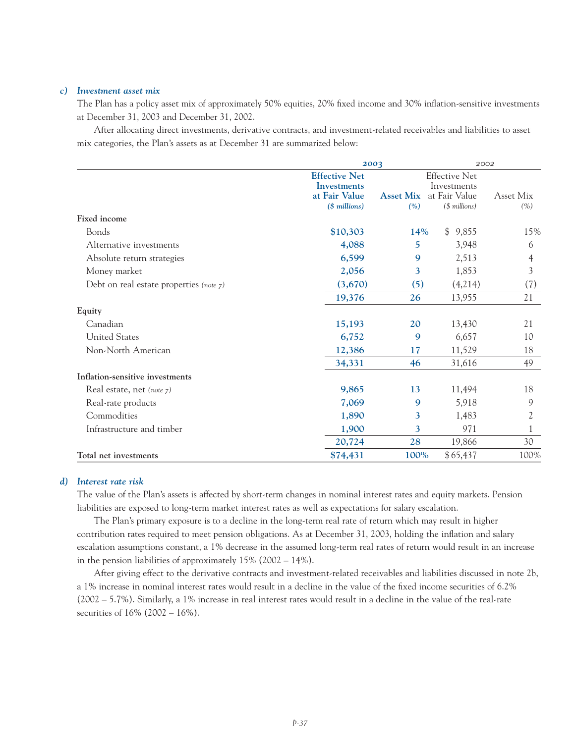#### c) *Investment asset mix*

The Plan has a policy asset mix of approximately 50% equities, 20% fixed income and 30% inflation-sensitive investments at December 31, 2003 and December 31, 2002.

After allocating direct investments, derivative contracts, and investment-related receivables and liabilities to asset mix categories, the Plan's assets as at December 31 are summarized below:

| | 2003 | | 2002 | |
|---|---|---|---|---|
| | **Effective Net Investments at Fair Value** *($ millions)* | **Asset Mix** *(%)* | Effective Net Investments at Fair Value *($ millions)* | Asset Mix *(%)* |
| **Fixed income** | | | | |
| Bonds | **$10,303** | **14%** | $ 9,855 | 15% |
| Alternative investments | **4,088** | **5** | 3,948 | 6 |
| Absolute return strategies | **6,599** | **9** | 2,513 | 4 |
| Money market | **2,056** | **3** | 1,853 | 3 |
| Debt on real estate properties *(note 7)* | **(3,670)** | **(5)** | (4,214) | (7) |
| | **19,376** | **26** | 13,955 | 21 |
| **Equity** | | | | |
| Canadian | **15,193** | **20** | 13,430 | 21 |
| United States | **6,752** | **9** | 6,657 | 10 |
| Non-North American | **12,386** | **17** | 11,529 | 18 |
| | **34,331** | **46** | 31,616 | 49 |
| **Inflation-sensitive investments** | | | | |
| Real estate, net *(note 7)* | **9,865** | **13** | 11,494 | 18 |
| Real-rate products | **7,069** | **9** | 5,918 | 9 |
| Commodities | **1,890** | **3** | 1,483 | 2 |
| Infrastructure and timber | **1,900** | **3** | 971 | 1 |
| | **20,724** | **28** | 19,866 | 30 |
| **Total net investments** | **$74,431** | **100%** | $65,437 | 100% |

#### d) *Interest rate risk*

The value of the Plan's assets is affected by short-term changes in nominal interest rates and equity markets. Pension liabilities are exposed to long-term market interest rates as well as expectations for salary escalation.

The Plan's primary exposure is to a decline in the long-term real rate of return which may result in higher contribution rates required to meet pension obligations. As at December 31, 2003, holding the inflation and salary escalation assumptions constant, a 1% decrease in the assumed long-term real rates of return would result in an increase in the pension liabilities of approximately 15% (2002 – 14%).

After giving effect to the derivative contracts and investment-related receivables and liabilities discussed in note 2b, a 1% increase in nominal interest rates would result in a decline in the value of the fixed income securities of 6.2% (2002 – 5.7%). Similarly, a 1% increase in real interest rates would result in a decline in the value of the real-rate securities of 16% (2002 – 16%).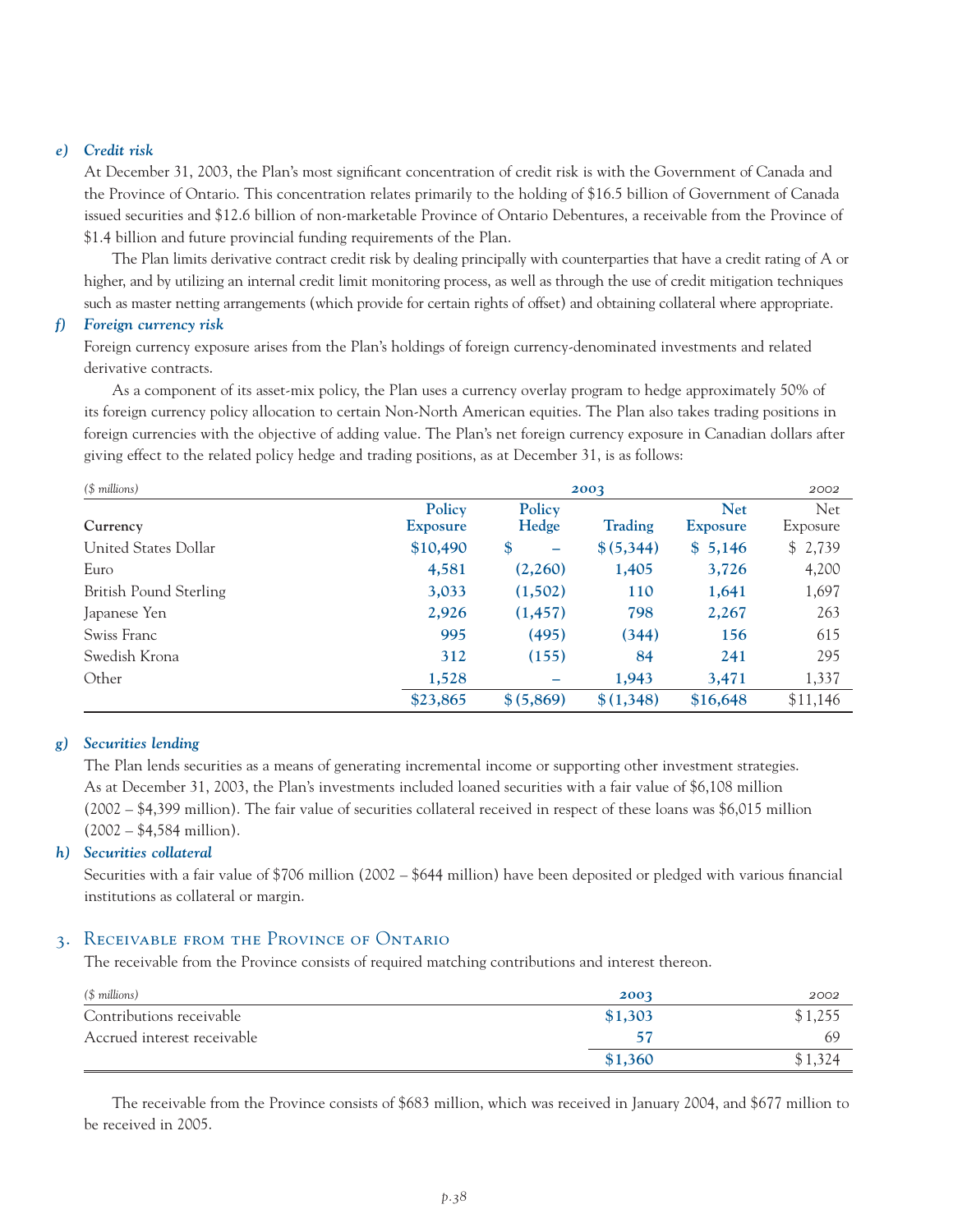#### e) *Credit risk*

At December 31, 2003, the Plan's most significant concentration of credit risk is with the Government of Canada and the Province of Ontario. This concentration relates primarily to the holding of $16.5 billion of Government of Canada issued securities and $12.6 billion of non-marketable Province of Ontario Debentures, a receivable from the Province of $1.4 billion and future provincial funding requirements of the Plan.

The Plan limits derivative contract credit risk by dealing principally with counterparties that have a credit rating of A or higher, and by utilizing an internal credit limit monitoring process, as well as through the use of credit mitigation techniques such as master netting arrangements (which provide for certain rights of offset) and obtaining collateral where appropriate.

#### f) *Foreign currency risk*

Foreign currency exposure arises from the Plan's holdings of foreign currency-denominated investments and related derivative contracts.

As a component of its asset-mix policy, the Plan uses a currency overlay program to hedge approximately 50% of its foreign currency policy allocation to certain Non-North American equities. The Plan also takes trading positions in foreign currencies with the objective of adding value. The Plan's net foreign currency exposure in Canadian dollars after giving effect to the related policy hedge and trading positions, as at December 31, is as follows:

| *($ millions)* | 2003 | | | | 2002 |
|---|---|---|---|---|---|
| **Currency** | **Policy Exposure** | **Policy Hedge** | **Trading** | **Net Exposure** | Net Exposure |
| United States Dollar | **$10,490** | **$ –** | **$ (5,344)** | **$ 5,146** | $ 2,739 |
| Euro | **4,581** | **(2,260)** | **1,405** | **3,726** | 4,200 |
| British Pound Sterling | **3,033** | **(1,502)** | **110** | **1,641** | 1,697 |
| Japanese Yen | **2,926** | **(1,457)** | **798** | **2,267** | 263 |
| Swiss Franc | **995** | **(495)** | **(344)** | **156** | 615 |
| Swedish Krona | **312** | **(155)** | **84** | **241** | 295 |
| Other | **1,528** | **–** | **1,943** | **3,471** | 1,337 |
| | **$23,865** | **$ (5,869)** | **$ (1,348)** | **$16,648** | $11,146 |

#### g) *Securities lending*

The Plan lends securities as a means of generating incremental income or supporting other investment strategies. As at December 31, 2003, the Plan's investments included loaned securities with a fair value of $6,108 million (2002 – $4,399 million). The fair value of securities collateral received in respect of these loans was $6,015 million (2002 – $4,584 million).

#### h) *Securities collateral*

Securities with a fair value of $706 million (2002 – $644 million) have been deposited or pledged with various financial institutions as collateral or margin.

## 3. Receivable from the Province of Ontario

The receivable from the Province consists of required matching contributions and interest thereon.

| *($ millions)* | **2003** | 2002 |
|---|---|---|
| Contributions receivable | **$1,303** | $1,255 |
| Accrued interest receivable | **57** | 69 |
| | **$1,360** | $1,324 |

The receivable from the Province consists of $683 million, which was received in January 2004, and $677 million to be received in 2005.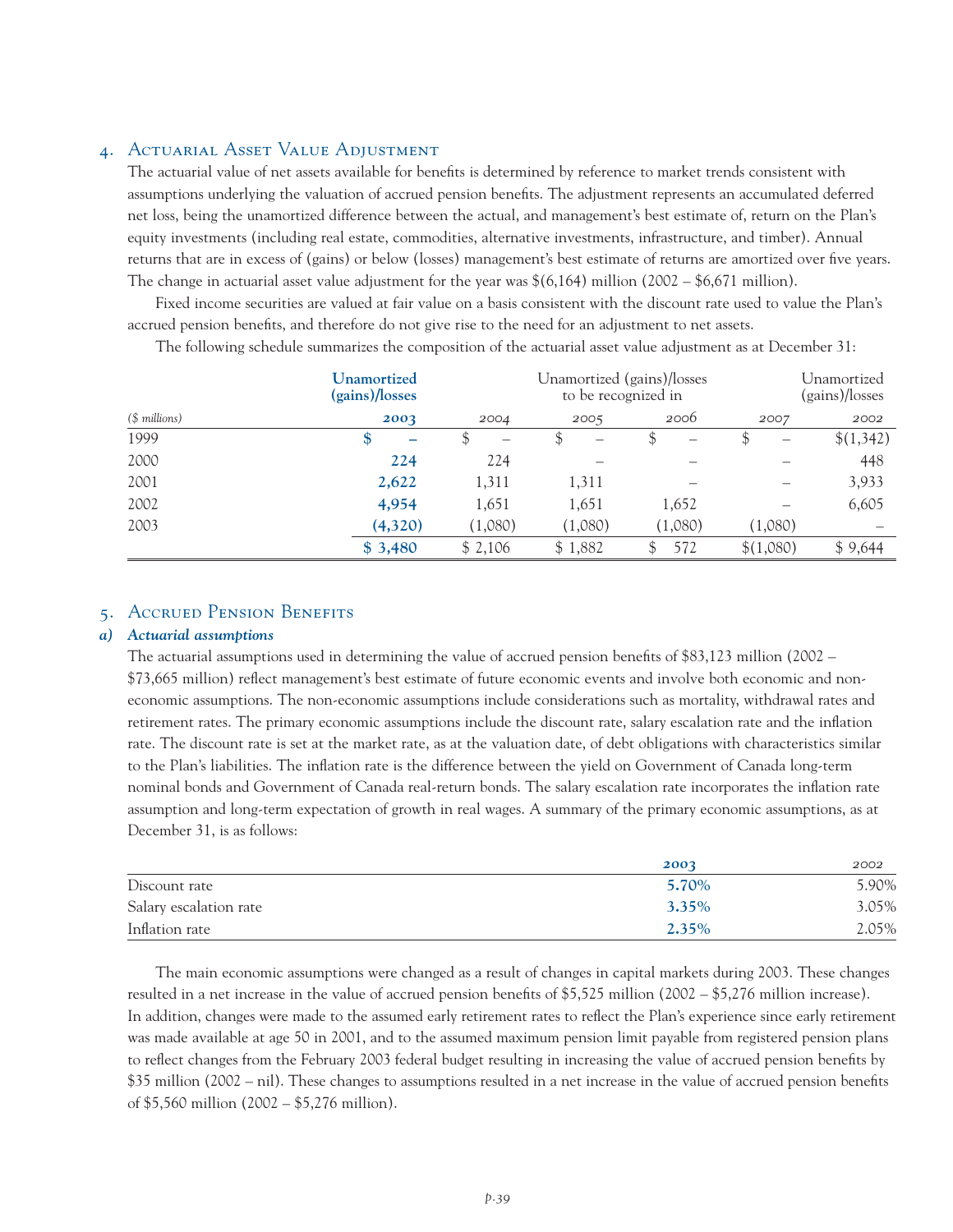## 4. Actuarial Asset Value Adjustment

The actuarial value of net assets available for benefits is determined by reference to market trends consistent with assumptions underlying the valuation of accrued pension benefits. The adjustment represents an accumulated deferred net loss, being the unamortized difference between the actual, and management's best estimate of, return on the Plan's equity investments (including real estate, commodities, alternative investments, infrastructure, and timber). Annual returns that are in excess of (gains) or below (losses) management's best estimate of returns are amortized over five years. The change in actuarial asset value adjustment for the year was $(6,164) million (2002 – $6,671 million).

Fixed income securities are valued at fair value on a basis consistent with the discount rate used to value the Plan's accrued pension benefits, and therefore do not give rise to the need for an adjustment to net assets.

The following schedule summarizes the composition of the actuarial asset value adjustment as at December 31:

| | **Unamortized (gains)/losses** | Unamortized (gains)/losses to be recognized in | | | | Unamortized (gains)/losses |
|---|---|---|---|---|---|---|
| *($ millions)* | **2003** | 2004 | 2005 | 2006 | 2007 | 2002 |
| 1999 | **$ –** | $ – | $ – | $ – | $ – | $(1,342) |
| 2000 | **224** | 224 | – | – | – | 448 |
| 2001 | **2,622** | 1,311 | 1,311 | – | – | 3,933 |
| 2002 | **4,954** | 1,651 | 1,651 | 1,652 | – | 6,605 |
| 2003 | **(4,320)** | (1,080) | (1,080) | (1,080) | (1,080) | – |
| | **$ 3,480** | $ 2,106 | $ 1,882 | $ 572 | $(1,080) | $ 9,644 |

## 5. Accrued Pension Benefits

### *a) Actuarial assumptions*

The actuarial assumptions used in determining the value of accrued pension benefits of $83,123 million (2002 – $73,665 million) reflect management's best estimate of future economic events and involve both economic and non-economic assumptions. The non-economic assumptions include considerations such as mortality, withdrawal rates and retirement rates. The primary economic assumptions include the discount rate, salary escalation rate and the inflation rate. The discount rate is set at the market rate, as at the valuation date, of debt obligations with characteristics similar to the Plan's liabilities. The inflation rate is the difference between the yield on Government of Canada long-term nominal bonds and Government of Canada real-return bonds. The salary escalation rate incorporates the inflation rate assumption and long-term expectation of growth in real wages. A summary of the primary economic assumptions, as at December 31, is as follows:

| | **2003** | 2002 |
|---|---|---|
| Discount rate | **5.70%** | 5.90% |
| Salary escalation rate | **3.35%** | 3.05% |
| Inflation rate | **2.35%** | 2.05% |

The main economic assumptions were changed as a result of changes in capital markets during 2003. These changes resulted in a net increase in the value of accrued pension benefits of $5,525 million (2002 – $5,276 million increase). In addition, changes were made to the assumed early retirement rates to reflect the Plan's experience since early retirement was made available at age 50 in 2001, and to the assumed maximum pension limit payable from registered pension plans to reflect changes from the February 2003 federal budget resulting in increasing the value of accrued pension benefits by $35 million (2002 – nil). These changes to assumptions resulted in a net increase in the value of accrued pension benefits of $5,560 million (2002 – $5,276 million).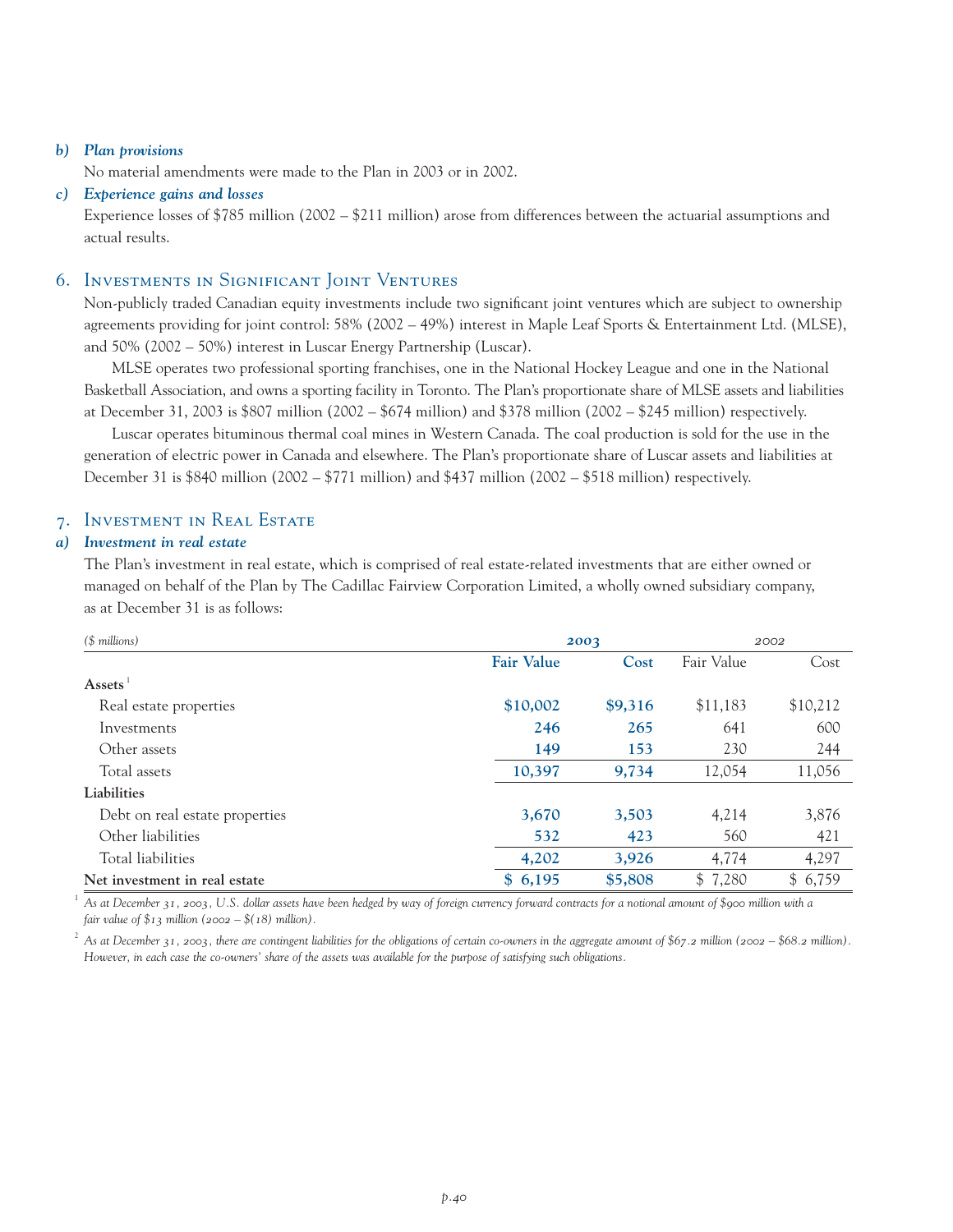### b) *Plan provisions*

No material amendments were made to the Plan in 2003 or in 2002.

### c) *Experience gains and losses*

Experience losses of $785 million (2002 – $211 million) arose from differences between the actuarial assumptions and actual results.

## 6. Investments in Significant Joint Ventures

Non-publicly traded Canadian equity investments include two significant joint ventures which are subject to ownership agreements providing for joint control: 58% (2002 – 49%) interest in Maple Leaf Sports & Entertainment Ltd. (MLSE), and 50% (2002 – 50%) interest in Luscar Energy Partnership (Luscar).

MLSE operates two professional sporting franchises, one in the National Hockey League and one in the National Basketball Association, and owns a sporting facility in Toronto. The Plan's proportionate share of MLSE assets and liabilities at December 31, 2003 is $807 million (2002 – $674 million) and $378 million (2002 – $245 million) respectively.

Luscar operates bituminous thermal coal mines in Western Canada. The coal production is sold for the use in the generation of electric power in Canada and elsewhere. The Plan's proportionate share of Luscar assets and liabilities at December 31 is $840 million (2002 – $771 million) and $437 million (2002 – $518 million) respectively.

## 7. Investment in Real Estate

### a) *Investment in real estate*

The Plan's investment in real estate, which is comprised of real estate-related investments that are either owned or managed on behalf of the Plan by The Cadillac Fairview Corporation Limited, a wholly owned subsidiary company, as at December 31 is as follows:

| *($ millions)* | 2003 | | 2002 | |
|---|---|---|---|---|
| | **Fair Value** | **Cost** | Fair Value | Cost |
| **Assets** [1] | | | | |
| Real estate properties | **$10,002** | **$9,316** | $11,183 | $10,212 |
| Investments | **246** | **265** | 641 | 600 |
| Other assets | **149** | **153** | 230 | 244 |
| Total assets | **10,397** | **9,734** | 12,054 | 11,056 |
| **Liabilities** | | | | |
| Debt on real estate properties | **3,670** | **3,503** | 4,214 | 3,876 |
| Other liabilities | **532** | **423** | 560 | 421 |
| Total liabilities | **4,202** | **3,926** | 4,774 | 4,297 |
| **Net investment in real estate** | **$ 6,195** | **$5,808** | $ 7,280 | $ 6,759 |

[1] *As at December 31, 2003, U.S. dollar assets have been hedged by way of foreign currency forward contracts for a notional amount of $900 million with a fair value of $13 million (2002 – $(18) million).*

[2] *As at December 31, 2003, there are contingent liabilities for the obligations of certain co-owners in the aggregate amount of $67.2 million (2002 – $68.2 million). However, in each case the co-owners' share of the assets was available for the purpose of satisfying such obligations.*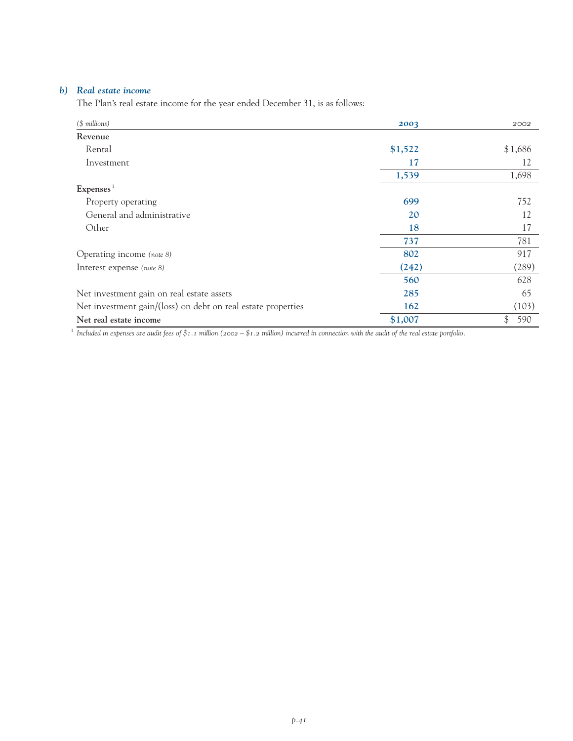### b) *Real estate income*

The Plan's real estate income for the year ended December 31, is as follows:

| *($ millions)* | 2003 | 2002 |
|---|---|---|
| **Revenue** | | |
| Rental | $1,522 | $1,686 |
| Investment | 17 | 12 |
| | 1,539 | 1,698 |
| **Expenses** [1] | | |
| Property operating | 699 | 752 |
| General and administrative | 20 | 12 |
| Other | 18 | 17 |
| | 737 | 781 |
| Operating income *(note 8)* | 802 | 917 |
| Interest expense *(note 8)* | (242) | (289) |
| | 560 | 628 |
| Net investment gain on real estate assets | 285 | 65 |
| Net investment gain/(loss) on debt on real estate properties | 162 | (103) |
| **Net real estate income** | $1,007 | $ 590 |

[1] *Included in expenses are audit fees of $1.1 million (2002 – $1.2 million) incurred in connection with the audit of the real estate portfolio.*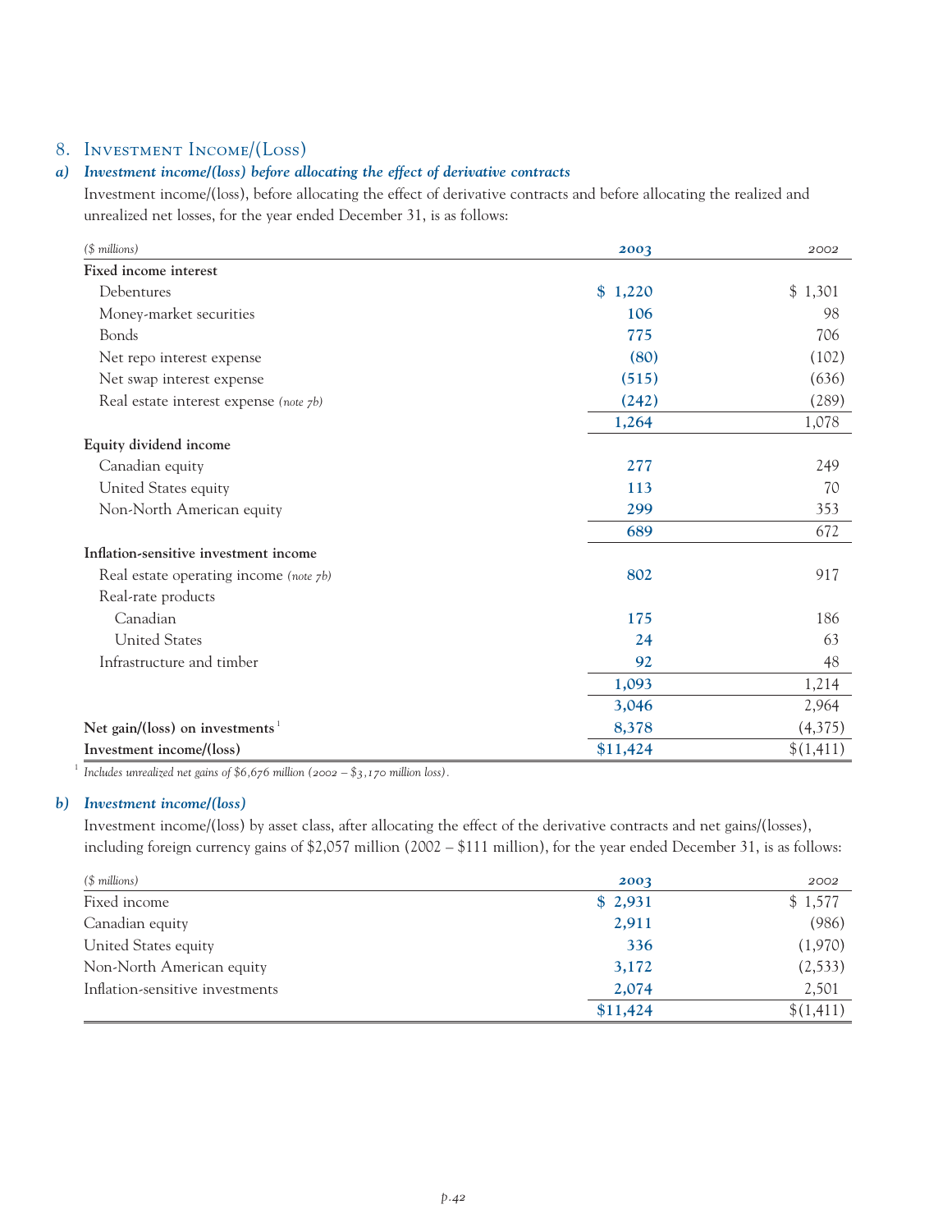## 8. Investment Income/(Loss)

### a) *Investment income/(loss) before allocating the effect of derivative contracts*

Investment income/(loss), before allocating the effect of derivative contracts and before allocating the realized and unrealized net losses, for the year ended December 31, is as follows:

| *($ millions)* | 2003 | 2002 |
|---|---|---|
| **Fixed income interest** | | |
| Debentures | $ 1,220 | $ 1,301 |
| Money-market securities | 106 | 98 |
| Bonds | 775 | 706 |
| Net repo interest expense | (80) | (102) |
| Net swap interest expense | (515) | (636) |
| Real estate interest expense *(note 7b)* | (242) | (289) |
| | 1,264 | 1,078 |
| **Equity dividend income** | | |
| Canadian equity | 277 | 249 |
| United States equity | 113 | 70 |
| Non-North American equity | 299 | 353 |
| | 689 | 672 |
| **Inflation-sensitive investment income** | | |
| Real estate operating income *(note 7b)* | 802 | 917 |
| Real-rate products | | |
| Canadian | 175 | 186 |
| United States | 24 | 63 |
| Infrastructure and timber | 92 | 48 |
| | 1,093 | 1,214 |
| | 3,046 | 2,964 |
| **Net gain/(loss) on investments** [1] | 8,378 | (4,375) |
| **Investment income/(loss)** | $11,424 | $(1,411) |

[1] *Includes unrealized net gains of $6,676 million (2002 – $3,170 million loss).*

### b) *Investment income/(loss)*

Investment income/(loss) by asset class, after allocating the effect of the derivative contracts and net gains/(losses), including foreign currency gains of $2,057 million (2002 – $111 million), for the year ended December 31, is as follows:

| *($ millions)* | 2003 | 2002 |
|---|---|---|
| Fixed income | $ 2,931 | $ 1,577 |
| Canadian equity | 2,911 | (986) |
| United States equity | 336 | (1,970) |
| Non-North American equity | 3,172 | (2,533) |
| Inflation-sensitive investments | 2,074 | 2,501 |
| | $11,424 | $(1,411) |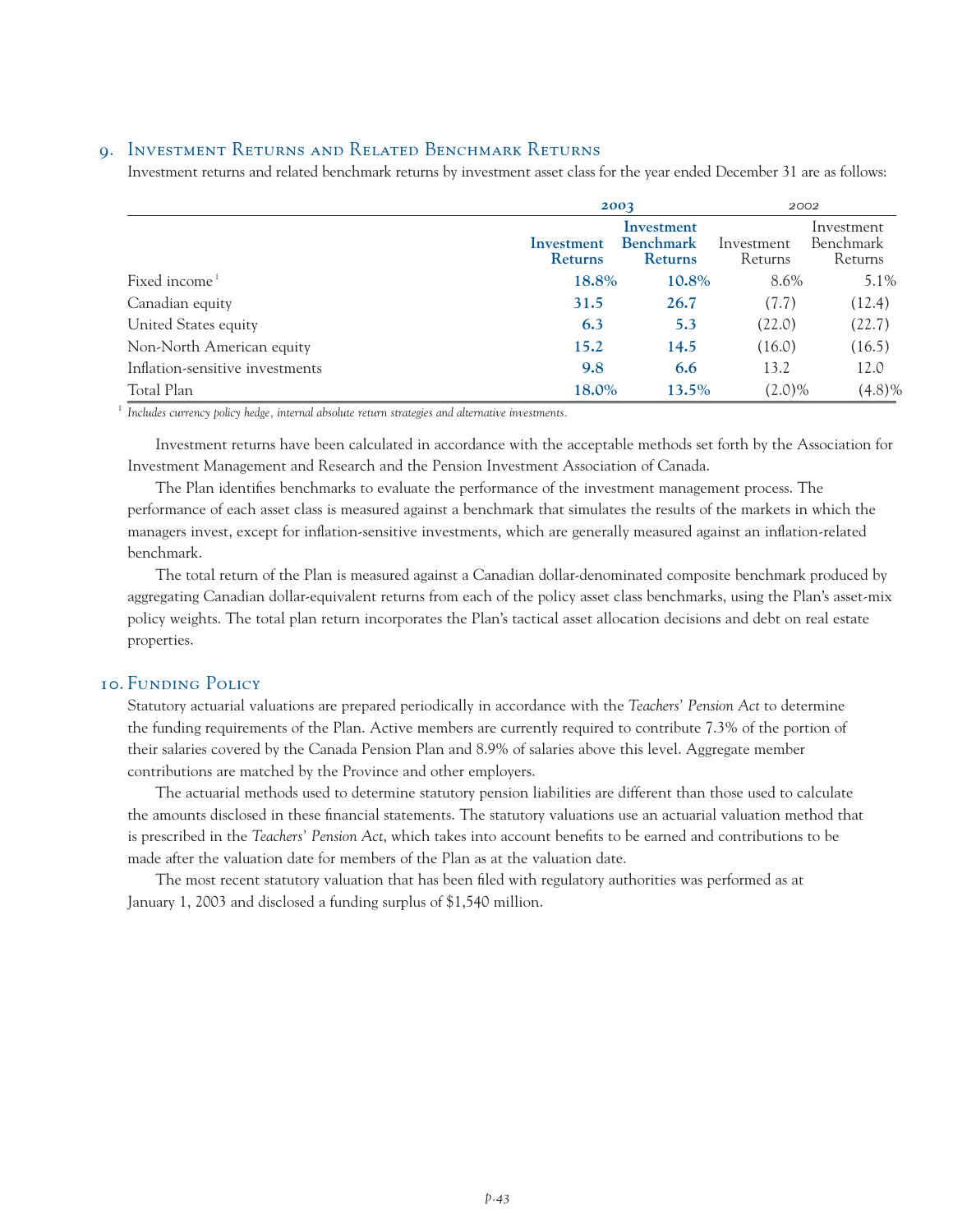## 9. Investment Returns and Related Benchmark Returns

Investment returns and related benchmark returns by investment asset class for the year ended December 31 are as follows:

| | **2003** | | *2002* | |
|---|---|---|---|---|
| | **Investment Returns** | **Investment Benchmark Returns** | Investment Returns | Investment Benchmark Returns |
| Fixed income [1] | **18.8%** | **10.8%** | 8.6% | 5.1% |
| Canadian equity | **31.5** | **26.7** | (7.7) | (12.4) |
| United States equity | **6.3** | **5.3** | (22.0) | (22.7) |
| Non-North American equity | **15.2** | **14.5** | (16.0) | (16.5) |
| Inflation-sensitive investments | **9.8** | **6.6** | 13.2 | 12.0 |
| Total Plan | **18.0%** | **13.5%** | (2.0)% | (4.8)% |

[1] *Includes currency policy hedge, internal absolute return strategies and alternative investments.*

Investment returns have been calculated in accordance with the acceptable methods set forth by the Association for Investment Management and Research and the Pension Investment Association of Canada.

The Plan identifies benchmarks to evaluate the performance of the investment management process. The performance of each asset class is measured against a benchmark that simulates the results of the markets in which the managers invest, except for inflation-sensitive investments, which are generally measured against an inflation-related benchmark.

The total return of the Plan is measured against a Canadian dollar-denominated composite benchmark produced by aggregating Canadian dollar-equivalent returns from each of the policy asset class benchmarks, using the Plan's asset-mix policy weights. The total plan return incorporates the Plan's tactical asset allocation decisions and debt on real estate properties.

## 10. Funding Policy

Statutory actuarial valuations are prepared periodically in accordance with the *Teachers' Pension Act* to determine the funding requirements of the Plan. Active members are currently required to contribute 7.3% of the portion of their salaries covered by the Canada Pension Plan and 8.9% of salaries above this level. Aggregate member contributions are matched by the Province and other employers.

The actuarial methods used to determine statutory pension liabilities are different than those used to calculate the amounts disclosed in these financial statements. The statutory valuations use an actuarial valuation method that is prescribed in the *Teachers' Pension Act*, which takes into account benefits to be earned and contributions to be made after the valuation date for members of the Plan as at the valuation date.

The most recent statutory valuation that has been filed with regulatory authorities was performed as at January 1, 2003 and disclosed a funding surplus of $1,540 million.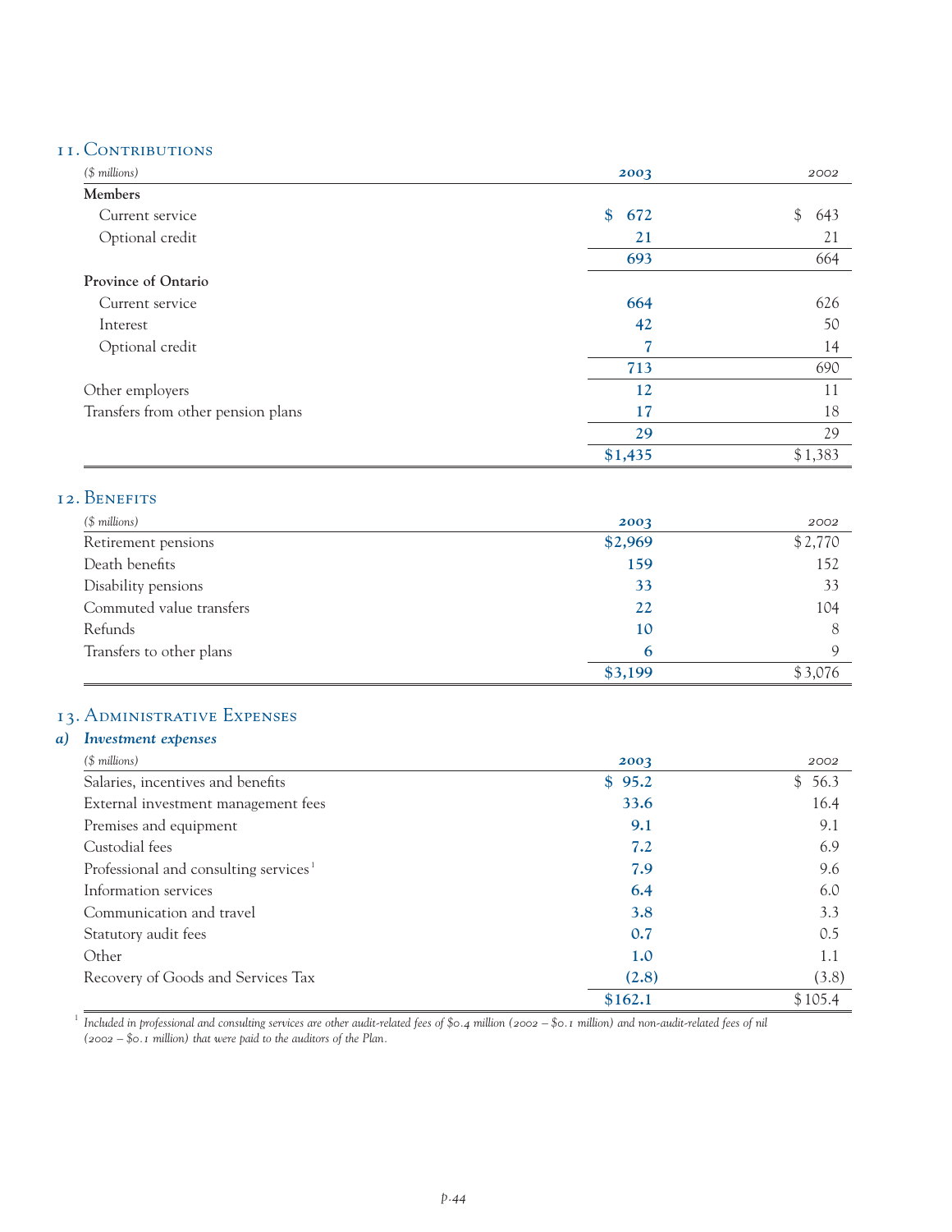## 11. Contributions

| ($ millions) | 2003 | 2002 |
|---|---|---|
| **Members** | | |
| Current service | $ 672 | $ 643 |
| Optional credit | 21 | 21 |
| | 693 | 664 |
| **Province of Ontario** | | |
| Current service | 664 | 626 |
| Interest | 42 | 50 |
| Optional credit | 7 | 14 |
| | 713 | 690 |
| Other employers | 12 | 11 |
| Transfers from other pension plans | 17 | 18 |
| | 29 | 29 |
| | $1,435 | $1,383 |

## 12. Benefits

| ($ millions) | 2003 | 2002 |
|---|---|---|
| Retirement pensions | $2,969 | $2,770 |
| Death benefits | 159 | 152 |
| Disability pensions | 33 | 33 |
| Commuted value transfers | 22 | 104 |
| Refunds | 10 | 8 |
| Transfers to other plans | 6 | 9 |
| | $3,199 | $3,076 |

## 13. Administrative Expenses

### a) *Investment expenses*

| ($ millions) | 2003 | 2002 |
|---|---|---|
| Salaries, incentives and benefits | $ 95.2 | $ 56.3 |
| External investment management fees | 33.6 | 16.4 |
| Premises and equipment | 9.1 | 9.1 |
| Custodial fees | 7.2 | 6.9 |
| Professional and consulting services[1] | 7.9 | 9.6 |
| Information services | 6.4 | 6.0 |
| Communication and travel | 3.8 | 3.3 |
| Statutory audit fees | 0.7 | 0.5 |
| Other | 1.0 | 1.1 |
| Recovery of Goods and Services Tax | (2.8) | (3.8) |
| | $162.1 | $105.4 |

[1] *Included in professional and consulting services are other audit-related fees of $0.4 million (2002 – $0.1 million) and non-audit-related fees of nil (2002 – $0.1 million) that were paid to the auditors of the Plan.*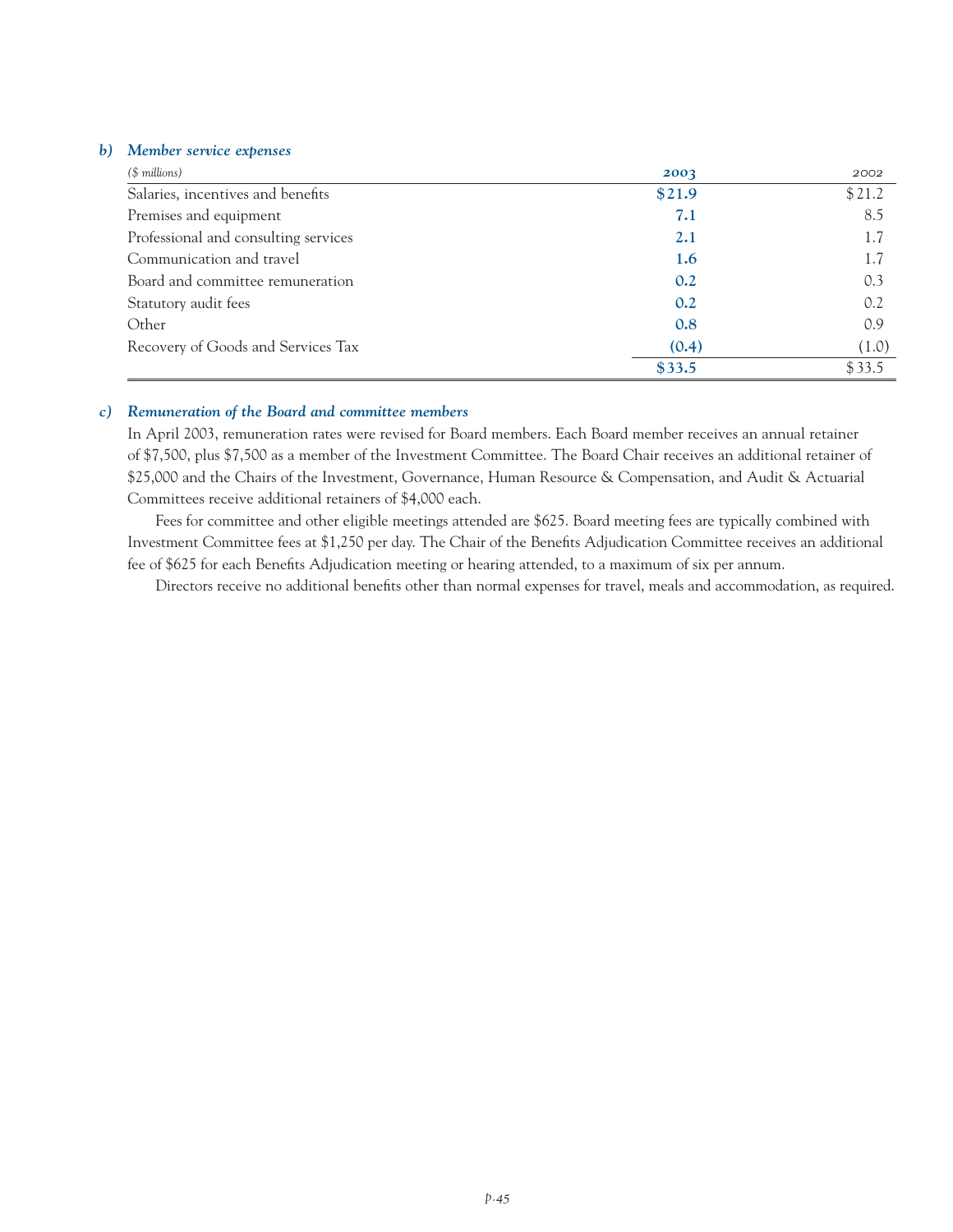### b) *Member service expenses*

| *($ millions)* | **2003** | 2002 |
|---|---|---|
| Salaries, incentives and benefits | **$21.9** | $21.2 |
| Premises and equipment | **7.1** | 8.5 |
| Professional and consulting services | **2.1** | 1.7 |
| Communication and travel | **1.6** | 1.7 |
| Board and committee remuneration | **0.2** | 0.3 |
| Statutory audit fees | **0.2** | 0.2 |
| Other | **0.8** | 0.9 |
| Recovery of Goods and Services Tax | **(0.4)** | (1.0) |
| | **$33.5** | $33.5 |

### c) *Remuneration of the Board and committee members*

In April 2003, remuneration rates were revised for Board members. Each Board member receives an annual retainer of $7,500, plus $7,500 as a member of the Investment Committee. The Board Chair receives an additional retainer of $25,000 and the Chairs of the Investment, Governance, Human Resource & Compensation, and Audit & Actuarial Committees receive additional retainers of $4,000 each.

Fees for committee and other eligible meetings attended are $625. Board meeting fees are typically combined with Investment Committee fees at $1,250 per day. The Chair of the Benefits Adjudication Committee receives an additional fee of $625 for each Benefits Adjudication meeting or hearing attended, to a maximum of six per annum.

Directors receive no additional benefits other than normal expenses for travel, meals and accommodation, as required.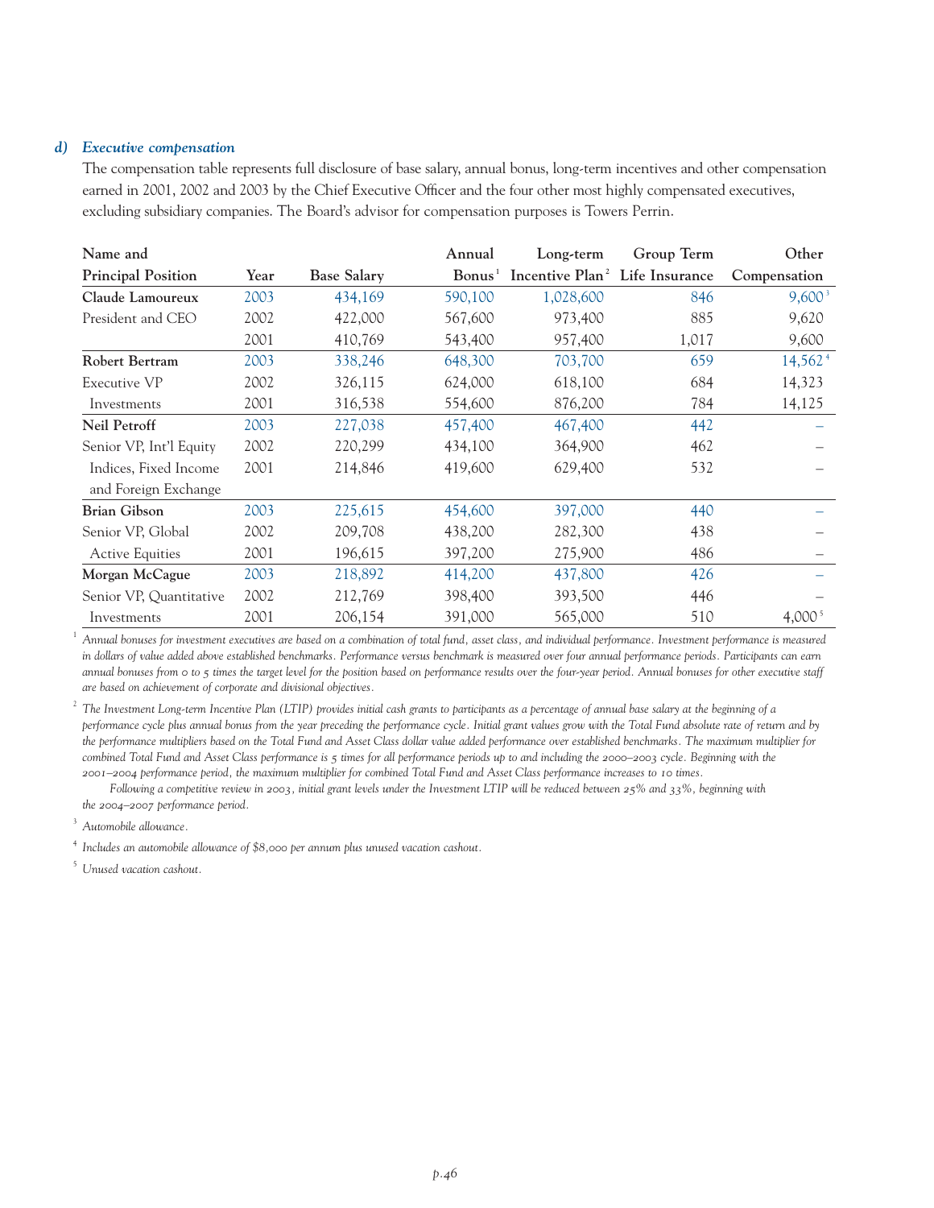### d) *Executive compensation*

The compensation table represents full disclosure of base salary, annual bonus, long-term incentives and other compensation earned in 2001, 2002 and 2003 by the Chief Executive Officer and the four other most highly compensated executives, excluding subsidiary companies. The Board's advisor for compensation purposes is Towers Perrin.

| Name and Principal Position | Year | Base Salary | Annual Bonus[1] | Long-term Incentive Plan[2] | Group Term Life Insurance | Other Compensation |
|---|---|---|---|---|---|---|
| **Claude Lamoureux** | 2003 | 434,169 | 590,100 | 1,028,600 | 846 | 9,600[3] |
| President and CEO | 2002 | 422,000 | 567,600 | 973,400 | 885 | 9,620 |
| | 2001 | 410,769 | 543,400 | 957,400 | 1,017 | 9,600 |
| **Robert Bertram** | 2003 | 338,246 | 648,300 | 703,700 | 659 | 14,562[4] |
| Executive VP | 2002 | 326,115 | 624,000 | 618,100 | 684 | 14,323 |
| Investments | 2001 | 316,538 | 554,600 | 876,200 | 784 | 14,125 |
| **Neil Petroff** | 2003 | 227,038 | 457,400 | 467,400 | 442 | – |
| Senior VP, Int'l Equity | 2002 | 220,299 | 434,100 | 364,900 | 462 | – |
| Indices, Fixed Income and Foreign Exchange | 2001 | 214,846 | 419,600 | 629,400 | 532 | – |
| **Brian Gibson** | 2003 | 225,615 | 454,600 | 397,000 | 440 | – |
| Senior VP, Global | 2002 | 209,708 | 438,200 | 282,300 | 438 | – |
| Active Equities | 2001 | 196,615 | 397,200 | 275,900 | 486 | – |
| **Morgan McCague** | 2003 | 218,892 | 414,200 | 437,800 | 426 | – |
| Senior VP, Quantitative | 2002 | 212,769 | 398,400 | 393,500 | 446 | – |
| Investments | 2001 | 206,154 | 391,000 | 565,000 | 510 | 4,000[5] |

[1] *Annual bonuses for investment executives are based on a combination of total fund, asset class, and individual performance. Investment performance is measured in dollars of value added above established benchmarks. Performance versus benchmark is measured over four annual performance periods. Participants can earn annual bonuses from 0 to 5 times the target level for the position based on performance results over the four-year period. Annual bonuses for other executive staff are based on achievement of corporate and divisional objectives.*

[2] *The Investment Long-term Incentive Plan (LTIP) provides initial cash grants to participants as a percentage of annual base salary at the beginning of a performance cycle plus annual bonus from the year preceding the performance cycle. Initial grant values grow with the Total Fund absolute rate of return and by the performance multipliers based on the Total Fund and Asset Class dollar value added performance over established benchmarks. The maximum multiplier for combined Total Fund and Asset Class performance is 5 times for all performance periods up to and including the 2000–2003 cycle. Beginning with the 2001–2004 performance period, the maximum multiplier for combined Total Fund and Asset Class performance increases to 10 times.*

*Following a competitive review in 2003, initial grant levels under the Investment LTIP will be reduced between 25% and 33%, beginning with the 2004–2007 performance period.*

[3] *Automobile allowance.*

[4] *Includes an automobile allowance of $8,000 per annum plus unused vacation cashout.*

[5] *Unused vacation cashout.*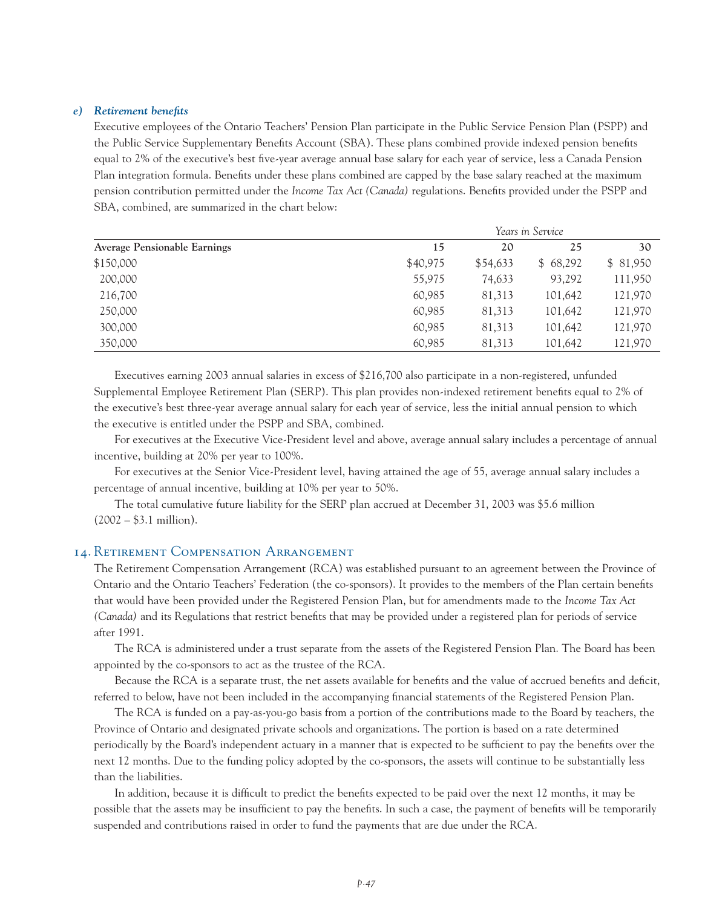#### *e) Retirement benefits*

Executive employees of the Ontario Teachers' Pension Plan participate in the Public Service Pension Plan (PSPP) and the Public Service Supplementary Benefits Account (SBA). These plans combined provide indexed pension benefits equal to 2% of the executive's best five-year average annual base salary for each year of service, less a Canada Pension Plan integration formula. Benefits under these plans combined are capped by the base salary reached at the maximum pension contribution permitted under the *Income Tax Act (Canada)* regulations. Benefits provided under the PSPP and SBA, combined, are summarized in the chart below:

| | *Years in Service* | | | |
|---|---|---|---|---|
| **Average Pensionable Earnings** | **15** | **20** | **25** | **30** |
| $150,000 | $40,975 | $54,633 | $ 68,292 | $ 81,950 |
| 200,000 | 55,975 | 74,633 | 93,292 | 111,950 |
| 216,700 | 60,985 | 81,313 | 101,642 | 121,970 |
| 250,000 | 60,985 | 81,313 | 101,642 | 121,970 |
| 300,000 | 60,985 | 81,313 | 101,642 | 121,970 |
| 350,000 | 60,985 | 81,313 | 101,642 | 121,970 |

Executives earning 2003 annual salaries in excess of $216,700 also participate in a non-registered, unfunded Supplemental Employee Retirement Plan (SERP). This plan provides non-indexed retirement benefits equal to 2% of the executive's best three-year average annual salary for each year of service, less the initial annual pension to which the executive is entitled under the PSPP and SBA, combined.

For executives at the Executive Vice-President level and above, average annual salary includes a percentage of annual incentive, building at 20% per year to 100%.

For executives at the Senior Vice-President level, having attained the age of 55, average annual salary includes a percentage of annual incentive, building at 10% per year to 50%.

The total cumulative future liability for the SERP plan accrued at December 31, 2003 was $5.6 million (2002 – $3.1 million).

## 14. Retirement Compensation Arrangement

The Retirement Compensation Arrangement (RCA) was established pursuant to an agreement between the Province of Ontario and the Ontario Teachers' Federation (the co-sponsors). It provides to the members of the Plan certain benefits that would have been provided under the Registered Pension Plan, but for amendments made to the *Income Tax Act (Canada)* and its Regulations that restrict benefits that may be provided under a registered plan for periods of service after 1991.

The RCA is administered under a trust separate from the assets of the Registered Pension Plan. The Board has been appointed by the co-sponsors to act as the trustee of the RCA.

Because the RCA is a separate trust, the net assets available for benefits and the value of accrued benefits and deficit, referred to below, have not been included in the accompanying financial statements of the Registered Pension Plan.

The RCA is funded on a pay-as-you-go basis from a portion of the contributions made to the Board by teachers, the Province of Ontario and designated private schools and organizations. The portion is based on a rate determined periodically by the Board's independent actuary in a manner that is expected to be sufficient to pay the benefits over the next 12 months. Due to the funding policy adopted by the co-sponsors, the assets will continue to be substantially less than the liabilities.

In addition, because it is difficult to predict the benefits expected to be paid over the next 12 months, it may be possible that the assets may be insufficient to pay the benefits. In such a case, the payment of benefits will be temporarily suspended and contributions raised in order to fund the payments that are due under the RCA.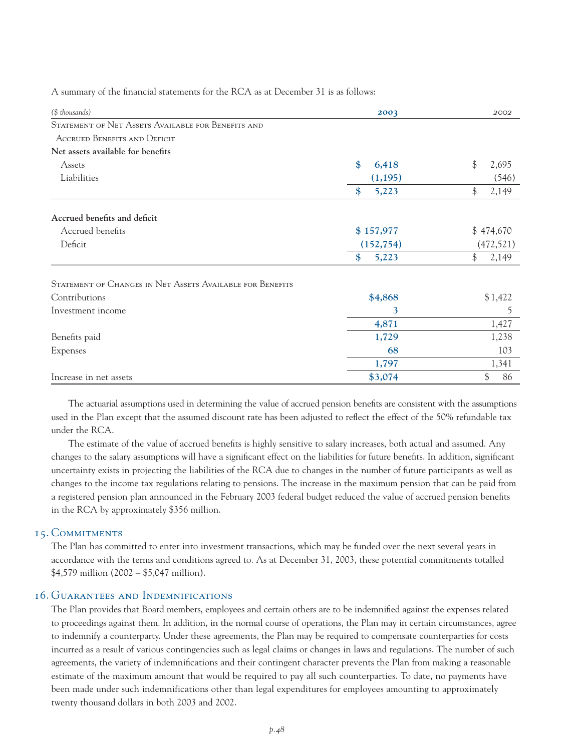A summary of the financial statements for the RCA as at December 31 is as follows:

| *($ thousands)* | 2003 | 2002 |
|---|---|---|
| Statement of Net Assets Available for Benefits and Accrued Benefits and Deficit | | |
| **Net assets available for benefits** | | |
| Assets | $ 6,418 | $ 2,695 |
| Liabilities | (1,195) | (546) |
| | $ 5,223 | $ 2,149 |
| **Accrued benefits and deficit** | | |
| Accrued benefits | $ 157,977 | $ 474,670 |
| Deficit | (152,754) | (472,521) |
| | $ 5,223 | $ 2,149 |
| Statement of Changes in Net Assets Available for Benefits | | |
| Contributions | $4,868 | $1,422 |
| Investment income | 3 | 5 |
| | 4,871 | 1,427 |
| Benefits paid | 1,729 | 1,238 |
| Expenses | 68 | 103 |
| | 1,797 | 1,341 |
| Increase in net assets | $3,074 | $ 86 |

The actuarial assumptions used in determining the value of accrued pension benefits are consistent with the assumptions used in the Plan except that the assumed discount rate has been adjusted to reflect the effect of the 50% refundable tax under the RCA.

The estimate of the value of accrued benefits is highly sensitive to salary increases, both actual and assumed. Any changes to the salary assumptions will have a significant effect on the liabilities for future benefits. In addition, significant uncertainty exists in projecting the liabilities of the RCA due to changes in the number of future participants as well as changes to the income tax regulations relating to pensions. The increase in the maximum pension that can be paid from a registered pension plan announced in the February 2003 federal budget reduced the value of accrued pension benefits in the RCA by approximately $356 million.

## 15. Commitments

The Plan has committed to enter into investment transactions, which may be funded over the next several years in accordance with the terms and conditions agreed to. As at December 31, 2003, these potential commitments totalled $4,579 million (2002 – $5,047 million).

## 16. Guarantees and Indemnifications

The Plan provides that Board members, employees and certain others are to be indemnified against the expenses related to proceedings against them. In addition, in the normal course of operations, the Plan may in certain circumstances, agree to indemnify a counterparty. Under these agreements, the Plan may be required to compensate counterparties for costs incurred as a result of various contingencies such as legal claims or changes in laws and regulations. The number of such agreements, the variety of indemnifications and their contingent character prevents the Plan from making a reasonable estimate of the maximum amount that would be required to pay all such counterparties. To date, no payments have been made under such indemnifications other than legal expenditures for employees amounting to approximately twenty thousand dollars in both 2003 and 2002.